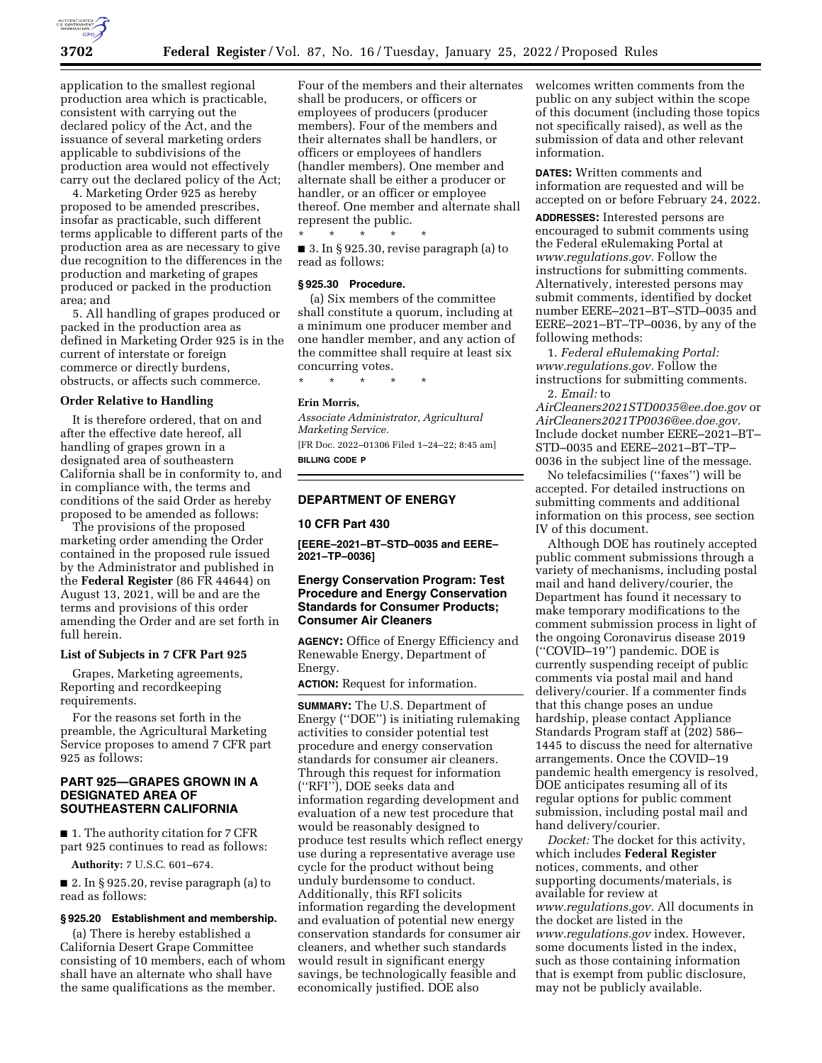application to the smallest regional production area which is practicable, consistent with carrying out the declared policy of the Act, and the issuance of several marketing orders applicable to subdivisions of the production area would not effectively carry out the declared policy of the Act;

4. Marketing Order 925 as hereby proposed to be amended prescribes, insofar as practicable, such different terms applicable to different parts of the production area as are necessary to give due recognition to the differences in the production and marketing of grapes produced or packed in the production area; and

5. All handling of grapes produced or packed in the production area as defined in Marketing Order 925 is in the current of interstate or foreign commerce or directly burdens, obstructs, or affects such commerce.

**Order Relative to Handling**

It is therefore ordered, that on and after the effective date hereof, all handling of grapes grown in a designated area of southeastern California shall be in conformity to, and in compliance with, the terms and conditions of the said Order as hereby proposed to be amended as follows:

The provisions of the proposed marketing order amending the Order contained in the proposed rule issued by the Administrator and published in the **Federal Register** (86 FR 44644) on August 13, 2021, will be and are the terms and provisions of this order amending the Order and are set forth in full herein.

**List of Subjects in 7 CFR Part 925**

Grapes, Marketing agreements, Reporting and recordkeeping requirements.

For the reasons set forth in the preamble, the Agricultural Marketing Service proposes to amend 7 CFR part 925 as follows:

## PART 925—GRAPES GROWN IN A DESIGNATED AREA OF SOUTHEASTERN CALIFORNIA

■ 1. The authority citation for 7 CFR part 925 continues to read as follows:

**Authority:** 7 U.S.C. 601–674.

■ 2. In § 925.20, revise paragraph (a) to read as follows:

**§ 925.20 Establishment and membership.**

(a) There is hereby established a California Desert Grape Committee consisting of 10 members, each of whom shall have an alternate who shall have the same qualifications as the member. Four of the members and their alternates shall be producers, or officers or employees of producers (producer members). Four of the members and their alternates shall be handlers, or officers or employees of handlers (handler members). One member and alternate shall be either a producer or handler, or an officer or employee thereof. One member and alternate shall represent the public.

\* \* \* \* \*

■ 3. In § 925.30, revise paragraph (a) to read as follows:

**§ 925.30 Procedure.**

(a) Six members of the committee shall constitute a quorum, including at a minimum one producer member and one handler member, and any action of the committee shall require at least six concurring votes.

\* \* \* \* \*

**Erin Morris,**

*Associate Administrator, Agricultural Marketing Service.*

[FR Doc. 2022–01306 Filed 1–24–22; 8:45 am]

**BILLING CODE P**

---

## DEPARTMENT OF ENERGY

### 10 CFR Part 430

**[EERE–2021–BT–STD–0035 and EERE–2021–BT–TP–0036]**

### Energy Conservation Program: Test Procedure and Energy Conservation Standards for Consumer Products; Consumer Air Cleaners

**AGENCY:** Office of Energy Efficiency and Renewable Energy, Department of Energy.

**ACTION:** Request for information.

**SUMMARY:** The U.S. Department of Energy (''DOE'') is initiating rulemaking activities to consider potential test procedure and energy conservation standards for consumer air cleaners. Through this request for information (''RFI''), DOE seeks data and information regarding development and evaluation of a new test procedure that would be reasonably designed to produce test results which reflect energy use during a representative average use cycle for the product without being unduly burdensome to conduct. Additionally, this RFI solicits information regarding the development and evaluation of potential new energy conservation standards for consumer air cleaners, and whether such standards would result in significant energy savings, be technologically feasible and economically justified. DOE also welcomes written comments from the public on any subject within the scope of this document (including those topics not specifically raised), as well as the submission of data and other relevant information.

**DATES:** Written comments and information are requested and will be accepted on or before February 24, 2022.

**ADDRESSES:** Interested persons are encouraged to submit comments using the Federal eRulemaking Portal at *www.regulations.gov.* Follow the instructions for submitting comments. Alternatively, interested persons may submit comments, identified by docket number EERE–2021–BT–STD–0035 and EERE–2021–BT–TP–0036, by any of the following methods:

1. *Federal eRulemaking Portal: www.regulations.gov.* Follow the instructions for submitting comments.
2. *Email:* to *AirCleaners2021STD0035@ee.doe.gov* or *AirCleaners2021TP0036@ee.doe.gov.* Include docket number EERE–2021–BT–STD–0035 and EERE–2021–BT–TP–0036 in the subject line of the message.

No telefacsimilies (''faxes'') will be accepted. For detailed instructions on submitting comments and additional information on this process, see section IV of this document.

Although DOE has routinely accepted public comment submissions through a variety of mechanisms, including postal mail and hand delivery/courier, the Department has found it necessary to make temporary modifications to the comment submission process in light of the ongoing Coronavirus disease 2019 (''COVID–19'') pandemic. DOE is currently suspending receipt of public comments via postal mail and hand delivery/courier. If a commenter finds that this change poses an undue hardship, please contact Appliance Standards Program staff at (202) 586–1445 to discuss the need for alternative arrangements. Once the COVID–19 pandemic health emergency is resolved, DOE anticipates resuming all of its regular options for public comment submission, including postal mail and hand delivery/courier.

*Docket:* The docket for this activity, which includes **Federal Register** notices, comments, and other supporting documents/materials, is available for review at *www.regulations.gov.* All documents in the docket are listed in the *www.regulations.gov* index. However, some documents listed in the index, such as those containing information that is exempt from public disclosure, may not be publicly available.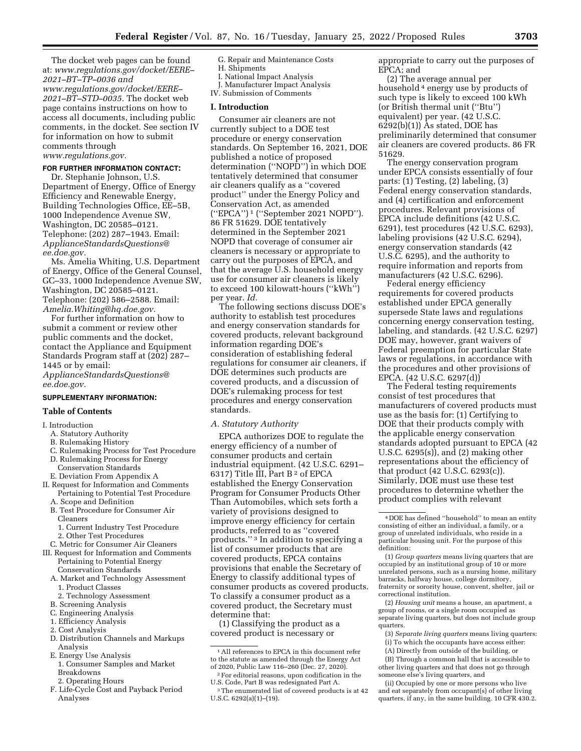The docket web pages can be found at: *www.regulations.gov/docket/EERE–2021–BT–TP–0036 and www.regulations.gov/docket/EERE–2021–BT–STD–0035.* The docket web page contains instructions on how to access all documents, including public comments, in the docket. See section IV for information on how to submit comments through *www.regulations.gov.*

**FOR FURTHER INFORMATION CONTACT:**

Dr. Stephanie Johnson, U.S. Department of Energy, Office of Energy Efficiency and Renewable Energy, Building Technologies Office, EE–5B, 1000 Independence Avenue SW, Washington, DC 20585–0121. Telephone: (202) 287–1943. Email: *ApplianceStandardsQuestions@ee.doe.gov.*

Ms. Amelia Whiting, U.S. Department of Energy, Office of the General Counsel, GC–33, 1000 Independence Avenue SW, Washington, DC 20585–0121. Telephone: (202) 586–2588. Email: *Amelia.Whiting@hq.doe.gov.*

For further information on how to submit a comment or review other public comments and the docket, contact the Appliance and Equipment Standards Program staff at (202) 287–1445 or by email: *ApplianceStandardsQuestions@ee.doe.gov.*

**SUPPLEMENTARY INFORMATION:**

**Table of Contents**

I. Introduction
   A. Statutory Authority
   B. Rulemaking History
   C. Rulemaking Process for Test Procedure
   D. Rulemaking Process for Energy Conservation Standards
   E. Deviation From Appendix A
II. Request for Information and Comments Pertaining to Potential Test Procedure
   A. Scope and Definition
   B. Test Procedure for Consumer Air Cleaners
   1. Current Industry Test Procedure
   2. Other Test Procedures
   C. Metric for Consumer Air Cleaners
III. Request for Information and Comments Pertaining to Potential Energy Conservation Standards
   A. Market and Technology Assessment
   1. Product Classes
   2. Technology Assessment
   B. Screening Analysis
   C. Engineering Analysis
   1. Efficiency Analysis
   2. Cost Analysis
   D. Distribution Channels and Markups Analysis
   E. Energy Use Analysis
   1. Consumer Samples and Market Breakdowns
   2. Operating Hours
   F. Life-Cycle Cost and Payback Period Analyses
   G. Repair and Maintenance Costs
   H. Shipments
   I. National Impact Analysis
   J. Manufacturer Impact Analysis
IV. Submission of Comments

**I. Introduction**

Consumer air cleaners are not currently subject to a DOE test procedure or energy conservation standards. On September 16, 2021, DOE published a notice of proposed determination (''NOPD'') in which DOE tentatively determined that consumer air cleaners qualify as a ''covered product'' under the Energy Policy and Conservation Act, as amended (''EPCA'')[1] (''September 2021 NOPD''). 86 FR 51629. DOE tentatively determined in the September 2021 NOPD that coverage of consumer air cleaners is necessary or appropriate to carry out the purposes of EPCA, and that the average U.S. household energy use for consumer air cleaners is likely to exceed 100 kilowatt-hours (''kWh'') per year. *Id.*

The following sections discuss DOE's authority to establish test procedures and energy conservation standards for covered products, relevant background information regarding DOE's consideration of establishing federal regulations for consumer air cleaners, if DOE determines such products are covered products, and a discussion of DOE's rulemaking process for test procedures and energy conservation standards.

*A. Statutory Authority*

EPCA authorizes DOE to regulate the energy efficiency of a number of consumer products and certain industrial equipment. (42 U.S.C. 6291–6317) Title III, Part B[2] of EPCA established the Energy Conservation Program for Consumer Products Other Than Automobiles, which sets forth a variety of provisions designed to improve energy efficiency for certain products, referred to as ''covered products.''[3] In addition to specifying a list of consumer products that are covered products, EPCA contains provisions that enable the Secretary of Energy to classify additional types of consumer products as covered products. To classify a consumer product as a covered product, the Secretary must determine that:

(1) Classifying the product as a covered product is necessary or appropriate to carry out the purposes of EPCA; and

(2) The average annual per household[4] energy use by products of such type is likely to exceed 100 kWh (or British thermal unit (''Btu'') equivalent) per year. (42 U.S.C. 6292(b)(1)) As stated, DOE has preliminarily determined that consumer air cleaners are covered products. 86 FR 51629.

The energy conservation program under EPCA consists essentially of four parts: (1) Testing, (2) labeling, (3) Federal energy conservation standards, and (4) certification and enforcement procedures. Relevant provisions of EPCA include definitions (42 U.S.C. 6291), test procedures (42 U.S.C. 6293), labeling provisions (42 U.S.C. 6294), energy conservation standards (42 U.S.C. 6295), and the authority to require information and reports from manufacturers (42 U.S.C. 6296).

Federal energy efficiency requirements for covered products established under EPCA generally supersede State laws and regulations concerning energy conservation testing, labeling, and standards. (42 U.S.C. 6297) DOE may, however, grant waivers of Federal preemption for particular State laws or regulations, in accordance with the procedures and other provisions of EPCA. (42 U.S.C. 6297(d))

The Federal testing requirements consist of test procedures that manufacturers of covered products must use as the basis for: (1) Certifying to DOE that their products comply with the applicable energy conservation standards adopted pursuant to EPCA (42 U.S.C. 6295(s)), and (2) making other representations about the efficiency of that product (42 U.S.C. 6293(c)). Similarly, DOE must use these test procedures to determine whether the product complies with relevant

---

[1] All references to EPCA in this document refer to the statute as amended through the Energy Act of 2020, Public Law 116–260 (Dec. 27, 2020).

[2] For editorial reasons, upon codification in the U.S. Code, Part B was redesignated Part A.

[3] The enumerated list of covered products is at 42 U.S.C. 6292(a)(1)–(19).

[4] DOE has defined ''household'' to mean an entity consisting of either an individual, a family, or a group of unrelated individuals, who reside in a particular housing unit. For the purpose of this definition:

(1) *Group quarters* means living quarters that are occupied by an institutional group of 10 or more unrelated persons, such as a nursing home, military barracks, halfway house, college dormitory, fraternity or sorority house, convent, shelter, jail or correctional institution.

(2) *Housing unit* means a house, an apartment, a group of rooms, or a single room occupied as separate living quarters, but does not include group quarters.

(3) *Separate living quarters* means living quarters:

(i) To which the occupants have access either:

(A) Directly from outside of the building, or

(B) Through a common hall that is accessible to other living quarters and that does not go through someone else's living quarters, and

(ii) Occupied by one or more persons who live and eat separately from occupant(s) of other living quarters, if any, in the same building. 10 CFR 430.2.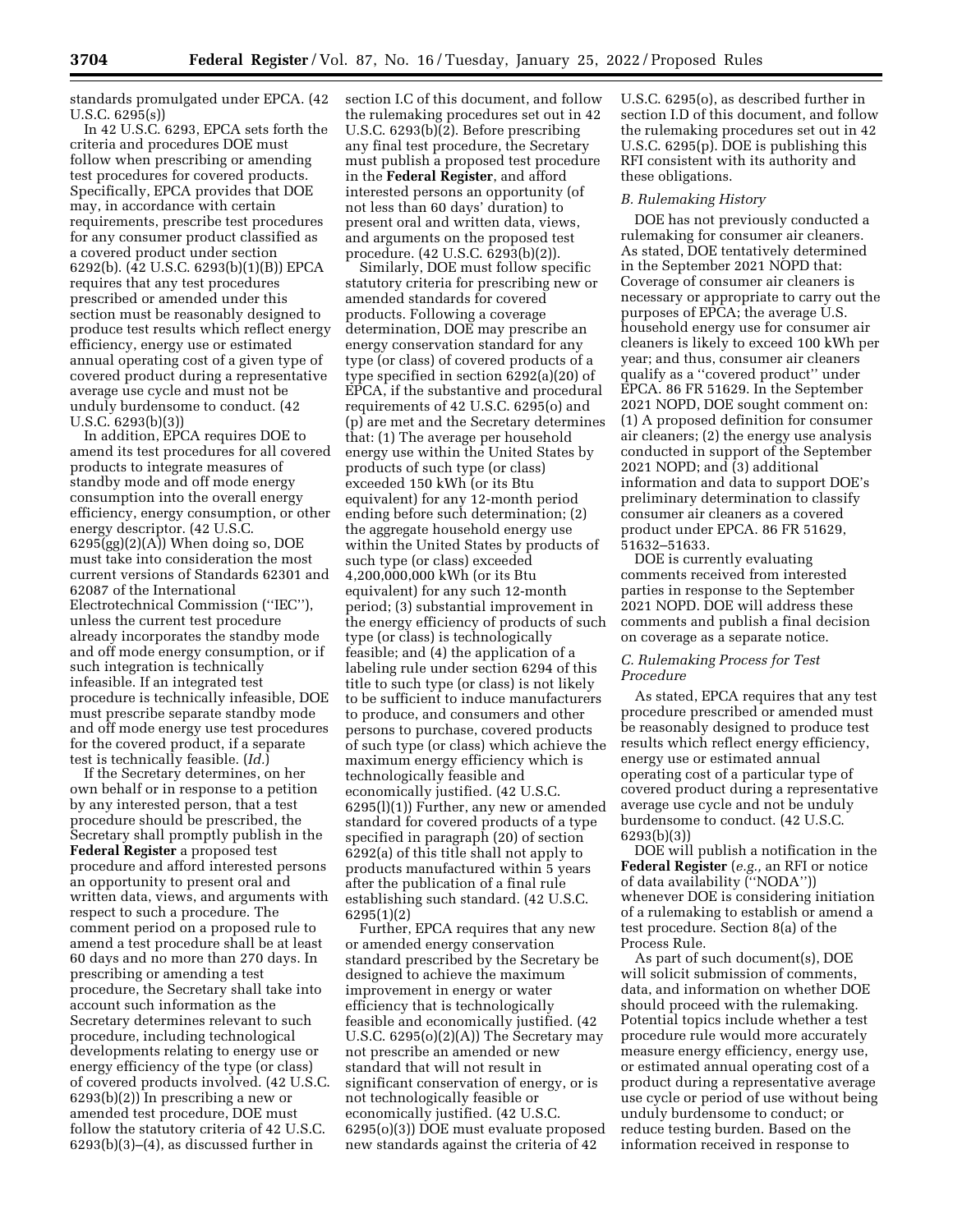standards promulgated under EPCA. (42 U.S.C. 6295(s))

In 42 U.S.C. 6293, EPCA sets forth the criteria and procedures DOE must follow when prescribing or amending test procedures for covered products. Specifically, EPCA provides that DOE may, in accordance with certain requirements, prescribe test procedures for any consumer product classified as a covered product under section 6292(b). (42 U.S.C. 6293(b)(1)(B)) EPCA requires that any test procedures prescribed or amended under this section must be reasonably designed to produce test results which reflect energy efficiency, energy use or estimated annual operating cost of a given type of covered product during a representative average use cycle and must not be unduly burdensome to conduct. (42 U.S.C. 6293(b)(3))

In addition, EPCA requires DOE to amend its test procedures for all covered products to integrate measures of standby mode and off mode energy consumption into the overall energy efficiency, energy consumption, or other energy descriptor. (42 U.S.C. 6295(gg)(2)(A)) When doing so, DOE must take into consideration the most current versions of Standards 62301 and 62087 of the International Electrotechnical Commission (''IEC''), unless the current test procedure already incorporates the standby mode and off mode energy consumption, or if such integration is technically infeasible. If an integrated test procedure is technically infeasible, DOE must prescribe separate standby mode and off mode energy use test procedures for the covered product, if a separate test is technically feasible. (*Id.*)

If the Secretary determines, on her own behalf or in response to a petition by any interested person, that a test procedure should be prescribed, the Secretary shall promptly publish in the **Federal Register** a proposed test procedure and afford interested persons an opportunity to present oral and written data, views, and arguments with respect to such a procedure. The comment period on a proposed rule to amend a test procedure shall be at least 60 days and no more than 270 days. In prescribing or amending a test procedure, the Secretary shall take into account such information as the Secretary determines relevant to such procedure, including technological developments relating to energy use or energy efficiency of the type (or class) of covered products involved. (42 U.S.C. 6293(b)(2)) In prescribing a new or amended test procedure, DOE must follow the statutory criteria of 42 U.S.C. 6293(b)(3)–(4), as discussed further in section I.C of this document, and follow the rulemaking procedures set out in 42 U.S.C. 6293(b)(2). Before prescribing any final test procedure, the Secretary must publish a proposed test procedure in the **Federal Register**, and afford interested persons an opportunity (of not less than 60 days' duration) to present oral and written data, views, and arguments on the proposed test procedure. (42 U.S.C. 6293(b)(2)).

Similarly, DOE must follow specific statutory criteria for prescribing new or amended standards for covered products. Following a coverage determination, DOE may prescribe an energy conservation standard for any type (or class) of covered products of a type specified in section 6292(a)(20) of EPCA, if the substantive and procedural requirements of 42 U.S.C. 6295(o) and (p) are met and the Secretary determines that: (1) The average per household energy use within the United States by products of such type (or class) exceeded 150 kWh (or its Btu equivalent) for any 12-month period ending before such determination; (2) the aggregate household energy use within the United States by products of such type (or class) exceeded 4,200,000,000 kWh (or its Btu equivalent) for any such 12-month period; (3) substantial improvement in the energy efficiency of products of such type (or class) is technologically feasible; and (4) the application of a labeling rule under section 6294 of this title to such type (or class) is not likely to be sufficient to induce manufacturers to produce, and consumers and other persons to purchase, covered products of such type (or class) which achieve the maximum energy efficiency which is technologically feasible and economically justified. (42 U.S.C. 6295(l)(1)) Further, any new or amended standard for covered products of a type specified in paragraph (20) of section 6292(a) of this title shall not apply to products manufactured within 5 years after the publication of a final rule establishing such standard. (42 U.S.C. 6295(l)(2)

Further, EPCA requires that any new or amended energy conservation standard prescribed by the Secretary be designed to achieve the maximum improvement in energy or water efficiency that is technologically feasible and economically justified. (42 U.S.C. 6295(o)(2)(A)) The Secretary may not prescribe an amended or new standard that will not result in significant conservation of energy, or is not technologically feasible or economically justified. (42 U.S.C. 6295(o)(3)) DOE must evaluate proposed new standards against the criteria of 42 U.S.C. 6295(o), as described further in section I.D of this document, and follow the rulemaking procedures set out in 42 U.S.C. 6295(p). DOE is publishing this RFI consistent with its authority and these obligations.

### *B. Rulemaking History*

DOE has not previously conducted a rulemaking for consumer air cleaners. As stated, DOE tentatively determined in the September 2021 NOPD that: Coverage of consumer air cleaners is necessary or appropriate to carry out the purposes of EPCA; the average U.S. household energy use for consumer air cleaners is likely to exceed 100 kWh per year; and thus, consumer air cleaners qualify as a ''covered product'' under EPCA. 86 FR 51629. In the September 2021 NOPD, DOE sought comment on: (1) A proposed definition for consumer air cleaners; (2) the energy use analysis conducted in support of the September 2021 NOPD; and (3) additional information and data to support DOE's preliminary determination to classify consumer air cleaners as a covered product under EPCA. 86 FR 51629, 51632–51633.

DOE is currently evaluating comments received from interested parties in response to the September 2021 NOPD. DOE will address these comments and publish a final decision on coverage as a separate notice.

### *C. Rulemaking Process for Test Procedure*

As stated, EPCA requires that any test procedure prescribed or amended must be reasonably designed to produce test results which reflect energy efficiency, energy use or estimated annual operating cost of a particular type of covered product during a representative average use cycle and not be unduly burdensome to conduct. (42 U.S.C. 6293(b)(3))

DOE will publish a notification in the **Federal Register** (*e.g.,* an RFI or notice of data availability (''NODA'')) whenever DOE is considering initiation of a rulemaking to establish or amend a test procedure. Section 8(a) of the Process Rule.

As part of such document(s), DOE will solicit submission of comments, data, and information on whether DOE should proceed with the rulemaking. Potential topics include whether a test procedure rule would more accurately measure energy efficiency, energy use, or estimated annual operating cost of a product during a representative average use cycle or period of use without being unduly burdensome to conduct; or reduce testing burden. Based on the information received in response to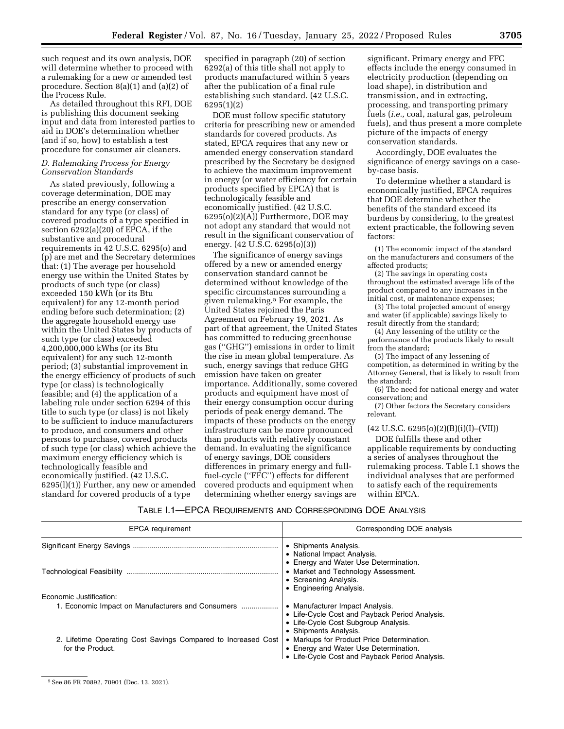such request and its own analysis, DOE will determine whether to proceed with a rulemaking for a new or amended test procedure. Section 8(a)(1) and (a)(2) of the Process Rule.

As detailed throughout this RFI, DOE is publishing this document seeking input and data from interested parties to aid in DOE's determination whether (and if so, how) to establish a test procedure for consumer air cleaners.

### D. Rulemaking Process for Energy Conservation Standards

As stated previously, following a coverage determination, DOE may prescribe an energy conservation standard for any type (or class) of covered products of a type specified in section 6292(a)(20) of EPCA, if the substantive and procedural requirements in 42 U.S.C. 6295(o) and (p) are met and the Secretary determines that: (1) The average per household energy use within the United States by products of such type (or class) exceeded 150 kWh (or its Btu equivalent) for any 12-month period ending before such determination; (2) the aggregate household energy use within the United States by products of such type (or class) exceeded 4,200,000,000 kWhs (or its Btu equivalent) for any such 12-month period; (3) substantial improvement in the energy efficiency of products of such type (or class) is technologically feasible; and (4) the application of a labeling rule under section 6294 of this title to such type (or class) is not likely to be sufficient to induce manufacturers to produce, and consumers and other persons to purchase, covered products of such type (or class) which achieve the maximum energy efficiency which is technologically feasible and economically justified. (42 U.S.C. 6295(l)(1)) Further, any new or amended standard for covered products of a type specified in paragraph (20) of section 6292(a) of this title shall not apply to products manufactured within 5 years after the publication of a final rule establishing such standard. (42 U.S.C. 6295(l)(2)

DOE must follow specific statutory criteria for prescribing new or amended standards for covered products. As stated, EPCA requires that any new or amended energy conservation standard prescribed by the Secretary be designed to achieve the maximum improvement in energy (or water efficiency for certain products specified by EPCA) that is technologically feasible and economically justified. (42 U.S.C. 6295(o)(2)(A)) Furthermore, DOE may not adopt any standard that would not result in the significant conservation of energy. (42 U.S.C. 6295(o)(3))

The significance of energy savings offered by a new or amended energy conservation standard cannot be determined without knowledge of the specific circumstances surrounding a given rulemaking.[5] For example, the United States rejoined the Paris Agreement on February 19, 2021. As part of that agreement, the United States has committed to reducing greenhouse gas (''GHG'') emissions in order to limit the rise in mean global temperature. As such, energy savings that reduce GHG emission have taken on greater importance. Additionally, some covered products and equipment have most of their energy consumption occur during periods of peak energy demand. The impacts of these products on the energy infrastructure can be more pronounced than products with relatively constant demand. In evaluating the significance of energy savings, DOE considers differences in primary energy and full-fuel-cycle (''FFC'') effects for different covered products and equipment when determining whether energy savings are significant. Primary energy and FFC effects include the energy consumed in electricity production (depending on load shape), in distribution and transmission, and in extracting, processing, and transporting primary fuels (*i.e.,* coal, natural gas, petroleum fuels), and thus present a more complete picture of the impacts of energy conservation standards.

Accordingly, DOE evaluates the significance of energy savings on a case-by-case basis.

To determine whether a standard is economically justified, EPCA requires that DOE determine whether the benefits of the standard exceed its burdens by considering, to the greatest extent practicable, the following seven factors:

(1) The economic impact of the standard on the manufacturers and consumers of the affected products;

(2) The savings in operating costs throughout the estimated average life of the product compared to any increases in the initial cost, or maintenance expenses;

(3) The total projected amount of energy and water (if applicable) savings likely to result directly from the standard;

(4) Any lessening of the utility or the performance of the products likely to result from the standard;

(5) The impact of any lessening of competition, as determined in writing by the Attorney General, that is likely to result from the standard;

(6) The need for national energy and water conservation; and

(7) Other factors the Secretary considers relevant.

(42 U.S.C. 6295(o)(2)(B)(i)(I)–(VII))

DOE fulfills these and other applicable requirements by conducting a series of analyses throughout the rulemaking process. Table I.1 shows the individual analyses that are performed to satisfy each of the requirements within EPCA.

TABLE I.1—EPCA REQUIREMENTS AND CORRESPONDING DOE ANALYSIS

| EPCA requirement | Corresponding DOE analysis |
|---|---|
| Significant Energy Savings | • Shipments Analysis.<br>• National Impact Analysis.<br>• Energy and Water Use Determination. |
| Technological Feasibility | • Market and Technology Assessment.<br>• Screening Analysis.<br>• Engineering Analysis. |
| Economic Justification: | |
| 1. Economic Impact on Manufacturers and Consumers | • Manufacturer Impact Analysis.<br>• Life-Cycle Cost and Payback Period Analysis.<br>• Life-Cycle Cost Subgroup Analysis.<br>• Shipments Analysis. |
| 2. Lifetime Operating Cost Savings Compared to Increased Cost for the Product. | • Markups for Product Price Determination.<br>• Energy and Water Use Determination.<br>• Life-Cycle Cost and Payback Period Analysis. |

[5] See 86 FR 70892, 70901 (Dec. 13, 2021).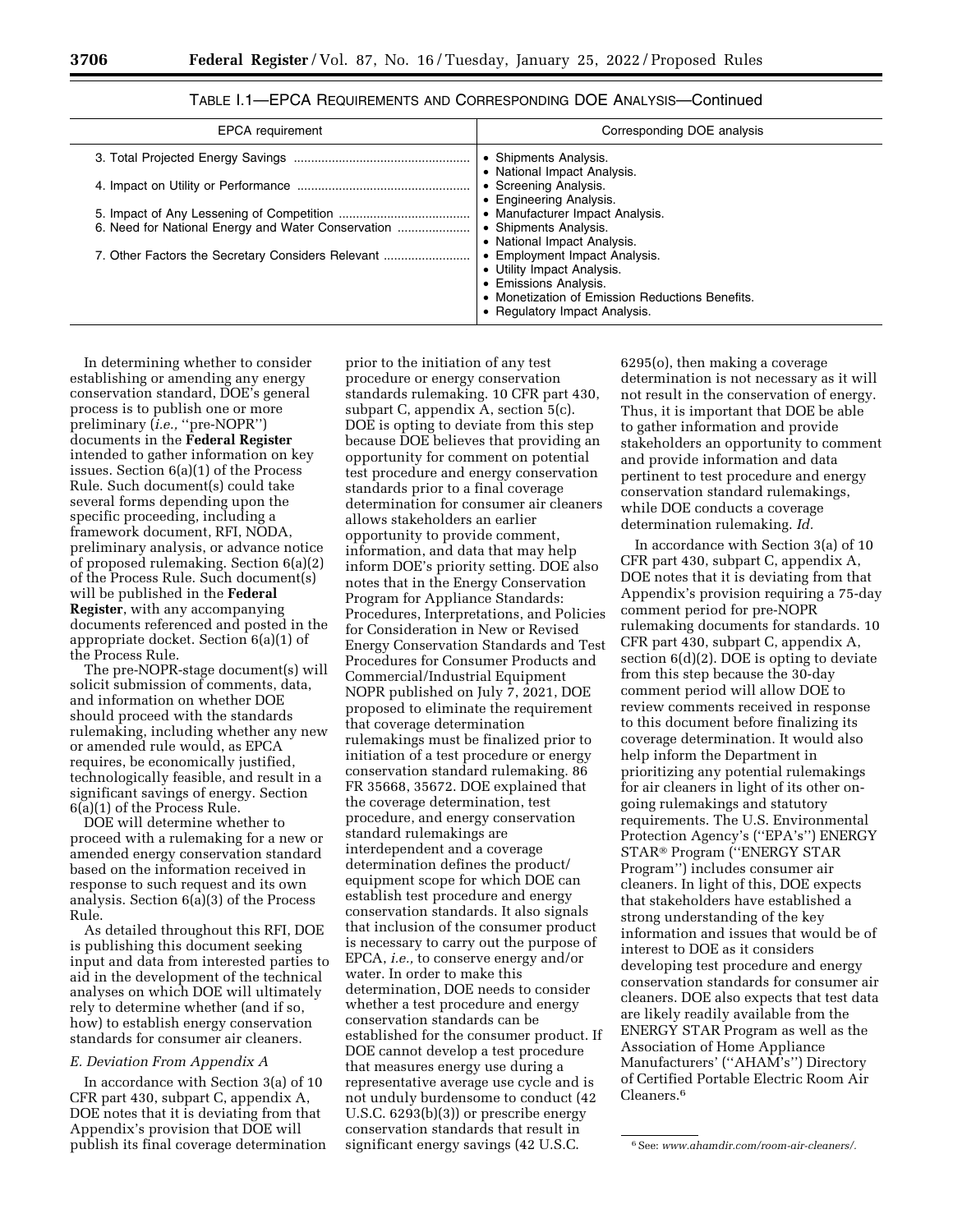TABLE I.1—EPCA REQUIREMENTS AND CORRESPONDING DOE ANALYSIS—Continued

| EPCA requirement | Corresponding DOE analysis |
| --- | --- |
| 3. Total Projected Energy Savings | • Shipments Analysis.<br>• National Impact Analysis. |
| 4. Impact on Utility or Performance | • Screening Analysis.<br>• Engineering Analysis. |
| 5. Impact of Any Lessening of Competition | • Manufacturer Impact Analysis. |
| 6. Need for National Energy and Water Conservation | • Shipments Analysis.<br>• National Impact Analysis. |
| 7. Other Factors the Secretary Considers Relevant | • Employment Impact Analysis.<br>• Utility Impact Analysis.<br>• Emissions Analysis.<br>• Monetization of Emission Reductions Benefits.<br>• Regulatory Impact Analysis. |

In determining whether to consider establishing or amending any energy conservation standard, DOE's general process is to publish one or more preliminary (*i.e.,* "pre-NOPR") documents in the **Federal Register** intended to gather information on key issues. Section 6(a)(1) of the Process Rule. Such document(s) could take several forms depending upon the specific proceeding, including a framework document, RFI, NODA, preliminary analysis, or advance notice of proposed rulemaking. Section 6(a)(2) of the Process Rule. Such document(s) will be published in the **Federal Register**, with any accompanying documents referenced and posted in the appropriate docket. Section 6(a)(1) of the Process Rule.

The pre-NOPR-stage document(s) will solicit submission of comments, data, and information on whether DOE should proceed with the standards rulemaking, including whether any new or amended rule would, as EPCA requires, be economically justified, technologically feasible, and result in a significant savings of energy. Section 6(a)(1) of the Process Rule.

DOE will determine whether to proceed with a rulemaking for a new or amended energy conservation standard based on the information received in response to such request and its own analysis. Section 6(a)(3) of the Process Rule.

As detailed throughout this RFI, DOE is publishing this document seeking input and data from interested parties to aid in the development of the technical analyses on which DOE will ultimately rely to determine whether (and if so, how) to establish energy conservation standards for consumer air cleaners.

### *E. Deviation From Appendix A*

In accordance with Section 3(a) of 10 CFR part 430, subpart C, appendix A, DOE notes that it is deviating from that Appendix's provision that DOE will publish its final coverage determination prior to the initiation of any test procedure or energy conservation standards rulemaking. 10 CFR part 430, subpart C, appendix A, section 5(c). DOE is opting to deviate from this step because DOE believes that providing an opportunity for comment on potential test procedure and energy conservation standards prior to a final coverage determination for consumer air cleaners allows stakeholders an earlier opportunity to provide comment, information, and data that may help inform DOE's priority setting. DOE also notes that in the Energy Conservation Program for Appliance Standards: Procedures, Interpretations, and Policies for Consideration in New or Revised Energy Conservation Standards and Test Procedures for Consumer Products and Commercial/Industrial Equipment NOPR published on July 7, 2021, DOE proposed to eliminate the requirement that coverage determination rulemakings must be finalized prior to initiation of a test procedure or energy conservation standard rulemaking. 86 FR 35668, 35672. DOE explained that the coverage determination, test procedure, and energy conservation standard rulemakings are interdependent and a coverage determination defines the product/equipment scope for which DOE can establish test procedure and energy conservation standards. It also signals that inclusion of the consumer product is necessary to carry out the purpose of EPCA, *i.e.,* to conserve energy and/or water. In order to make this determination, DOE needs to consider whether a test procedure and energy conservation standards can be established for the consumer product. If DOE cannot develop a test procedure that measures energy use during a representative average use cycle and is not unduly burdensome to conduct (42 U.S.C. 6293(b)(3)) or prescribe energy conservation standards that result in significant energy savings (42 U.S.C. 6295(o), then making a coverage determination is not necessary as it will not result in the conservation of energy. Thus, it is important that DOE be able to gather information and provide stakeholders an opportunity to comment and provide information and data pertinent to test procedure and energy conservation standard rulemakings, while DOE conducts a coverage determination rulemaking. *Id.*

In accordance with Section 3(a) of 10 CFR part 430, subpart C, appendix A, DOE notes that it is deviating from that Appendix's provision requiring a 75-day comment period for pre-NOPR rulemaking documents for standards. 10 CFR part 430, subpart C, appendix A, section 6(d)(2). DOE is opting to deviate from this step because the 30-day comment period will allow DOE to review comments received in response to this document before finalizing its coverage determination. It would also help inform the Department in prioritizing any potential rulemakings for air cleaners in light of its other on-going rulemakings and statutory requirements. The U.S. Environmental Protection Agency's ("EPA's") ENERGY STAR® Program ("ENERGY STAR Program") includes consumer air cleaners. In light of this, DOE expects that stakeholders have established a strong understanding of the key information and issues that would be of interest to DOE as it considers developing test procedure and energy conservation standards for consumer air cleaners. DOE also expects that test data are likely readily available from the ENERGY STAR Program as well as the Association of Home Appliance Manufacturers' ("AHAM's") Directory of Certified Portable Electric Room Air Cleaners.[6]

[6] See: *www.ahamdir.com/room-air-cleaners/.*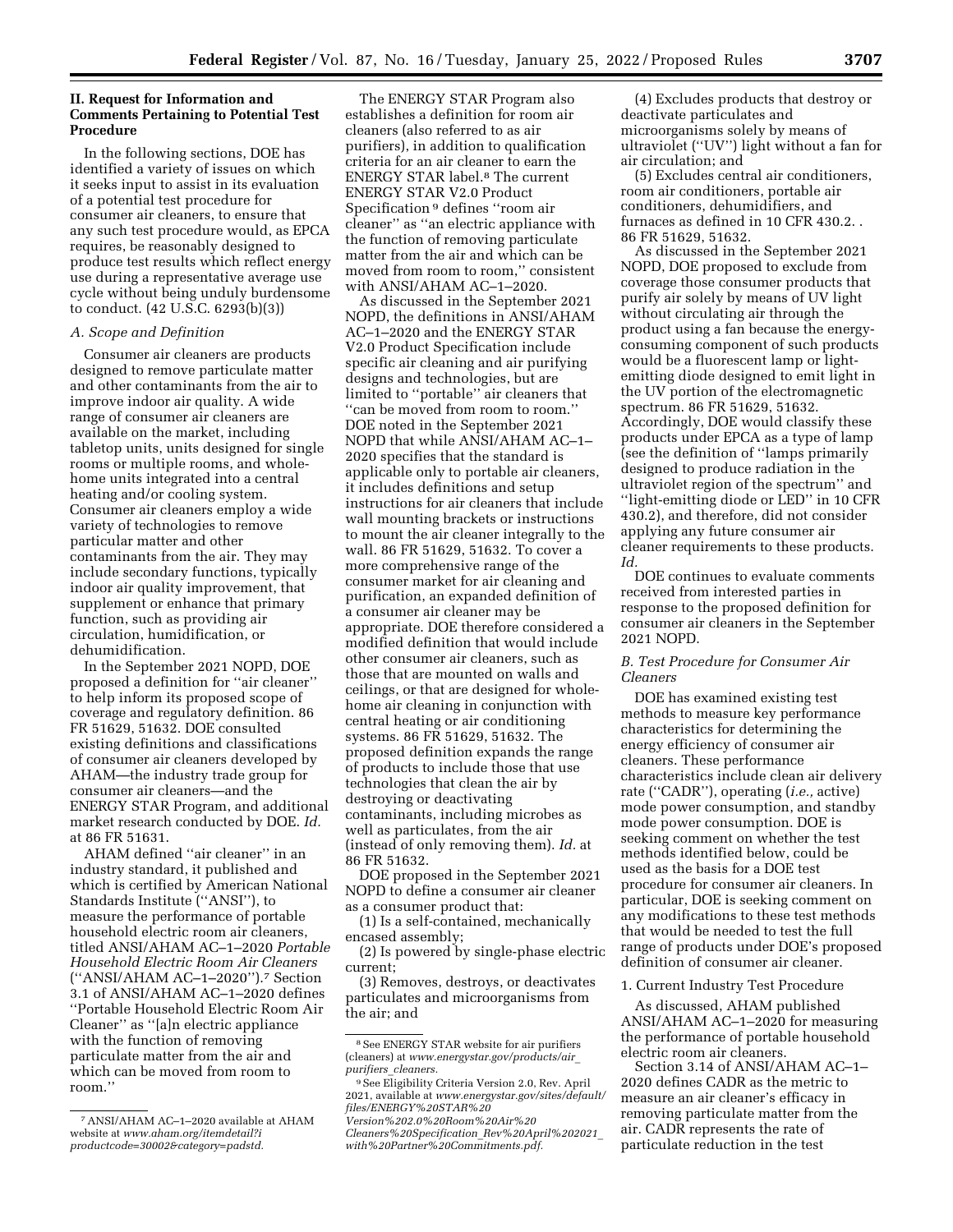## II. Request for Information and Comments Pertaining to Potential Test Procedure

In the following sections, DOE has identified a variety of issues on which it seeks input to assist in its evaluation of a potential test procedure for consumer air cleaners, to ensure that any such test procedure would, as EPCA requires, be reasonably designed to produce test results which reflect energy use during a representative average use cycle without being unduly burdensome to conduct. (42 U.S.C. 6293(b)(3))

### A. Scope and Definition

Consumer air cleaners are products designed to remove particulate matter and other contaminants from the air to improve indoor air quality. A wide range of consumer air cleaners are available on the market, including tabletop units, units designed for single rooms or multiple rooms, and whole-home units integrated into a central heating and/or cooling system. Consumer air cleaners employ a wide variety of technologies to remove particular matter and other contaminants from the air. They may include secondary functions, typically indoor air quality improvement, that supplement or enhance that primary function, such as providing air circulation, humidification, or dehumidification.

In the September 2021 NOPD, DOE proposed a definition for ''air cleaner'' to help inform its proposed scope of coverage and regulatory definition. 86 FR 51629, 51632. DOE consulted existing definitions and classifications of consumer air cleaners developed by AHAM—the industry trade group for consumer air cleaners—and the ENERGY STAR Program, and additional market research conducted by DOE. *Id.* at 86 FR 51631.

AHAM defined ''air cleaner'' in an industry standard, it published and which is certified by American National Standards Institute (''ANSI''), to measure the performance of portable household electric room air cleaners, titled ANSI/AHAM AC–1–2020 *Portable Household Electric Room Air Cleaners* (''ANSI/AHAM AC–1–2020'').[7] Section 3.1 of ANSI/AHAM AC–1–2020 defines ''Portable Household Electric Room Air Cleaner'' as ''[a]n electric appliance with the function of removing particulate matter from the air and which can be moved from room to room.''

The ENERGY STAR Program also establishes a definition for room air cleaners (also referred to as air purifiers), in addition to qualification criteria for an air cleaner to earn the ENERGY STAR label.[8] The current ENERGY STAR V2.0 Product Specification[9] defines ''room air cleaner'' as ''an electric appliance with the function of removing particulate matter from the air and which can be moved from room to room,'' consistent with ANSI/AHAM AC–1–2020.

As discussed in the September 2021 NOPD, the definitions in ANSI/AHAM AC–1–2020 and the ENERGY STAR V2.0 Product Specification include specific air cleaning and air purifying designs and technologies, but are limited to ''portable'' air cleaners that ''can be moved from room to room.'' DOE noted in the September 2021 NOPD that while ANSI/AHAM AC–1–2020 specifies that the standard is applicable only to portable air cleaners, it includes definitions and setup instructions for air cleaners that include wall mounting brackets or instructions to mount the air cleaner integrally to the wall. 86 FR 51629, 51632. To cover a more comprehensive range of the consumer market for air cleaning and purification, an expanded definition of a consumer air cleaner may be appropriate. DOE therefore considered a modified definition that would include other consumer air cleaners, such as those that are mounted on walls and ceilings, or that are designed for whole-home air cleaning in conjunction with central heating or air conditioning systems. 86 FR 51629, 51632. The proposed definition expands the range of products to include those that use technologies that clean the air by destroying or deactivating contaminants, including microbes as well as particulates, from the air (instead of only removing them). *Id.* at 86 FR 51632.

DOE proposed in the September 2021 NOPD to define a consumer air cleaner as a consumer product that:

(1) Is a self-contained, mechanically encased assembly;

(2) Is powered by single-phase electric current;

(3) Removes, destroys, or deactivates particulates and microorganisms from the air; and

(4) Excludes products that destroy or deactivate particulates and microorganisms solely by means of ultraviolet (''UV'') light without a fan for air circulation; and

(5) Excludes central air conditioners, room air conditioners, portable air conditioners, dehumidifiers, and furnaces as defined in 10 CFR 430.2. . 86 FR 51629, 51632.

As discussed in the September 2021 NOPD, DOE proposed to exclude from coverage those consumer products that purify air solely by means of UV light without circulating air through the product using a fan because the energy-consuming component of such products would be a fluorescent lamp or light-emitting diode designed to emit light in the UV portion of the electromagnetic spectrum. 86 FR 51629, 51632. Accordingly, DOE would classify these products under EPCA as a type of lamp (see the definition of ''lamps primarily designed to produce radiation in the ultraviolet region of the spectrum'' and ''light-emitting diode or LED'' in 10 CFR 430.2), and therefore, did not consider applying any future consumer air cleaner requirements to these products. *Id.*

DOE continues to evaluate comments received from interested parties in response to the proposed definition for consumer air cleaners in the September 2021 NOPD.

### B. Test Procedure for Consumer Air Cleaners

DOE has examined existing test methods to measure key performance characteristics for determining the energy efficiency of consumer air cleaners. These performance characteristics include clean air delivery rate (''CADR''), operating (*i.e.,* active) mode power consumption, and standby mode power consumption. DOE is seeking comment on whether the test methods identified below, could be used as the basis for a DOE test procedure for consumer air cleaners. In particular, DOE is seeking comment on any modifications to these test methods that would be needed to test the full range of products under DOE's proposed definition of consumer air cleaner.

#### 1. Current Industry Test Procedure

As discussed, AHAM published ANSI/AHAM AC–1–2020 for measuring the performance of portable household electric room air cleaners.

Section 3.14 of ANSI/AHAM AC–1–2020 defines CADR as the metric to measure an air cleaner's efficacy in removing particulate matter from the air. CADR represents the rate of particulate reduction in the test

---

[7] ANSI/AHAM AC–1–2020 available at AHAM website at *www.aham.org/itemdetail?iproductcode=30002&category=padstd.*

[8] See ENERGY STAR website for air purifiers (cleaners) at *www.energystar.gov/products/air_purifiers_cleaners.*

[9] See Eligibility Criteria Version 2.0, Rev. April 2021, available at *www.energystar.gov/sites/default/files/ENERGY%20STAR%20Version%202.0%20Room%20Air%20Cleaners%20Specification_Rev%20April%202021_with%20Partner%20Commitments.pdf.*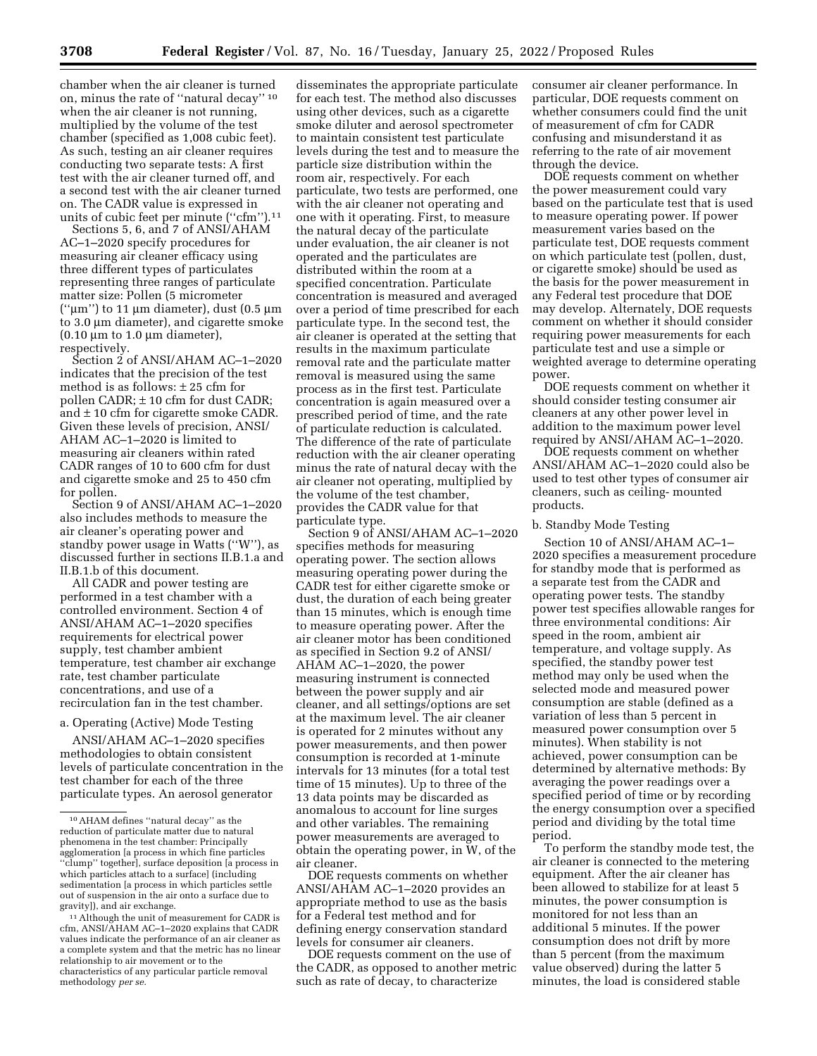chamber when the air cleaner is turned on, minus the rate of "natural decay" [10] when the air cleaner is not running, multiplied by the volume of the test chamber (specified as 1,008 cubic feet). As such, testing an air cleaner requires conducting two separate tests: A first test with the air cleaner turned off, and a second test with the air cleaner turned on. The CADR value is expressed in units of cubic feet per minute ("cfm").[11]

Sections 5, 6, and 7 of ANSI/AHAM AC–1–2020 specify procedures for measuring air cleaner efficacy using three different types of particulates representing three ranges of particulate matter size: Pollen (5 micrometer ("µm") to 11 µm diameter), dust (0.5 µm to 3.0 µm diameter), and cigarette smoke (0.10 µm to 1.0 µm diameter), respectively.

Section 2 of ANSI/AHAM AC–1–2020 indicates that the precision of the test method is as follows: ± 25 cfm for pollen CADR; ± 10 cfm for dust CADR; and ± 10 cfm for cigarette smoke CADR. Given these levels of precision, ANSI/AHAM AC–1–2020 is limited to measuring air cleaners within rated CADR ranges of 10 to 600 cfm for dust and cigarette smoke and 25 to 450 cfm for pollen.

Section 9 of ANSI/AHAM AC–1–2020 also includes methods to measure the air cleaner's operating power and standby power usage in Watts ("W"), as discussed further in sections II.B.1.a and II.B.1.b of this document.

All CADR and power testing are performed in a test chamber with a controlled environment. Section 4 of ANSI/AHAM AC–1–2020 specifies requirements for electrical power supply, test chamber ambient temperature, test chamber air exchange rate, test chamber particulate concentrations, and use of a recirculation fan in the test chamber.

a. Operating (Active) Mode Testing

ANSI/AHAM AC–1–2020 specifies methodologies to obtain consistent levels of particulate concentration in the test chamber for each of the three particulate types. An aerosol generator disseminates the appropriate particulate for each test. The method also discusses using other devices, such as a cigarette smoke diluter and aerosol spectrometer to maintain consistent test particulate levels during the test and to measure the particle size distribution within the room air, respectively. For each particulate, two tests are performed, one with the air cleaner not operating and one with it operating. First, to measure the natural decay of the particulate under evaluation, the air cleaner is not operated and the particulates are distributed within the room at a specified concentration. Particulate concentration is measured and averaged over a period of time prescribed for each particulate type. In the second test, the air cleaner is operated at the setting that results in the maximum particulate removal rate and the particulate matter removal is measured using the same process as in the first test. Particulate concentration is again measured over a prescribed period of time, and the rate of particulate reduction is calculated. The difference of the rate of particulate reduction with the air cleaner operating minus the rate of natural decay with the air cleaner not operating, multiplied by the volume of the test chamber, provides the CADR value for that particulate type.

Section 9 of ANSI/AHAM AC–1–2020 specifies methods for measuring operating power. The section allows measuring operating power during the CADR test for either cigarette smoke or dust, the duration of each being greater than 15 minutes, which is enough time to measure operating power. After the air cleaner motor has been conditioned as specified in Section 9.2 of ANSI/AHAM AC–1–2020, the power measuring instrument is connected between the power supply and air cleaner, and all settings/options are set at the maximum level. The air cleaner is operated for 2 minutes without any power measurements, and then power consumption is recorded at 1-minute intervals for 13 minutes (for a total test time of 15 minutes). Up to three of the 13 data points may be discarded as anomalous to account for line surges and other variables. The remaining power measurements are averaged to obtain the operating power, in W, of the air cleaner.

DOE requests comments on whether ANSI/AHAM AC–1–2020 provides an appropriate method to use as the basis for a Federal test method and for defining energy conservation standard levels for consumer air cleaners.

DOE requests comment on the use of the CADR, as opposed to another metric such as rate of decay, to characterize consumer air cleaner performance. In particular, DOE requests comment on whether consumers could find the unit of measurement of cfm for CADR confusing and misunderstand it as referring to the rate of air movement through the device.

DOE requests comment on whether the power measurement could vary based on the particulate test that is used to measure operating power. If power measurement varies based on the particulate test, DOE requests comment on which particulate test (pollen, dust, or cigarette smoke) should be used as the basis for the power measurement in any Federal test procedure that DOE may develop. Alternately, DOE requests comment on whether it should consider requiring power measurements for each particulate test and use a simple or weighted average to determine operating power.

DOE requests comment on whether it should consider testing consumer air cleaners at any other power level in addition to the maximum power level required by ANSI/AHAM AC–1–2020.

DOE requests comment on whether ANSI/AHAM AC–1–2020 could also be used to test other types of consumer air cleaners, such as ceiling- mounted products.

b. Standby Mode Testing

Section 10 of ANSI/AHAM AC–1–2020 specifies a measurement procedure for standby mode that is performed as a separate test from the CADR and operating power tests. The standby power test specifies allowable ranges for three environmental conditions: Air speed in the room, ambient air temperature, and voltage supply. As specified, the standby power test method may only be used when the selected mode and measured power consumption are stable (defined as a variation of less than 5 percent in measured power consumption over 5 minutes). When stability is not achieved, power consumption can be determined by alternative methods: By averaging the power readings over a specified period of time or by recording the energy consumption over a specified period and dividing by the total time period.

To perform the standby mode test, the air cleaner is connected to the metering equipment. After the air cleaner has been allowed to stabilize for at least 5 minutes, the power consumption is monitored for not less than an additional 5 minutes. If the power consumption does not drift by more than 5 percent (from the maximum value observed) during the latter 5 minutes, the load is considered stable

---

[10] AHAM defines "natural decay" as the reduction of particulate matter due to natural phenomena in the test chamber: Principally agglomeration [a process in which fine particles "clump" together], surface deposition [a process in which particles attach to a surface] (including sedimentation [a process in which particles settle out of suspension in the air onto a surface due to gravity]), and air exchange.

[11] Although the unit of measurement for CADR is cfm, ANSI/AHAM AC–1–2020 explains that CADR values indicate the performance of an air cleaner as a complete system and that the metric has no linear relationship to air movement or to the characteristics of any particular particle removal methodology *per se.*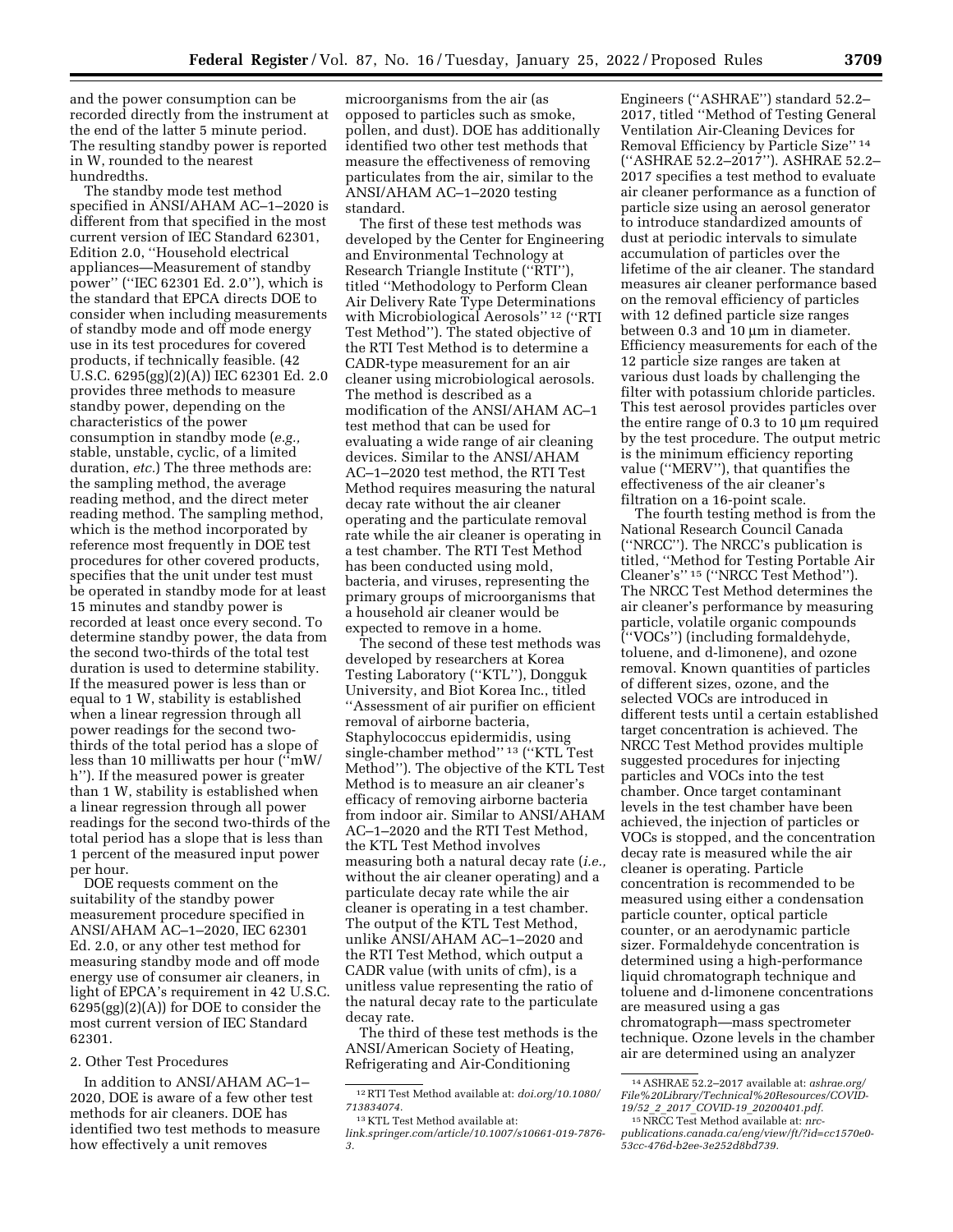and the power consumption can be recorded directly from the instrument at the end of the latter 5 minute period. The resulting standby power is reported in W, rounded to the nearest hundredths.

The standby mode test method specified in ANSI/AHAM AC–1–2020 is different from that specified in the most current version of IEC Standard 62301, Edition 2.0, ''Household electrical appliances—Measurement of standby power'' (''IEC 62301 Ed. 2.0''), which is the standard that EPCA directs DOE to consider when including measurements of standby mode and off mode energy use in its test procedures for covered products, if technically feasible. (42 U.S.C. 6295(gg)(2)(A)) IEC 62301 Ed. 2.0 provides three methods to measure standby power, depending on the characteristics of the power consumption in standby mode (*e.g.,* stable, unstable, cyclic, of a limited duration, *etc.*) The three methods are: the sampling method, the average reading method, and the direct meter reading method. The sampling method, which is the method incorporated by reference most frequently in DOE test procedures for other covered products, specifies that the unit under test must be operated in standby mode for at least 15 minutes and standby power is recorded at least once every second. To determine standby power, the data from the second two-thirds of the total test duration is used to determine stability. If the measured power is less than or equal to 1 W, stability is established when a linear regression through all power readings for the second two-thirds of the total period has a slope of less than 10 milliwatts per hour (''mW/h''). If the measured power is greater than 1 W, stability is established when a linear regression through all power readings for the second two-thirds of the total period has a slope that is less than 1 percent of the measured input power per hour.

DOE requests comment on the suitability of the standby power measurement procedure specified in ANSI/AHAM AC–1–2020, IEC 62301 Ed. 2.0, or any other test method for measuring standby mode and off mode energy use of consumer air cleaners, in light of EPCA's requirement in 42 U.S.C. 6295(gg)(2)(A)) for DOE to consider the most current version of IEC Standard 62301.

2. Other Test Procedures

In addition to ANSI/AHAM AC–1–2020, DOE is aware of a few other test methods for air cleaners. DOE has identified two test methods to measure how effectively a unit removes microorganisms from the air (as opposed to particles such as smoke, pollen, and dust). DOE has additionally identified two other test methods that measure the effectiveness of removing particulates from the air, similar to the ANSI/AHAM AC–1–2020 testing standard.

The first of these test methods was developed by the Center for Engineering and Environmental Technology at Research Triangle Institute (''RTI''), titled ''Methodology to Perform Clean Air Delivery Rate Type Determinations with Microbiological Aerosols''[12] (''RTI Test Method''). The stated objective of the RTI Test Method is to determine a CADR-type measurement for an air cleaner using microbiological aerosols. The method is described as a modification of the ANSI/AHAM AC–1 test method that can be used for evaluating a wide range of air cleaning devices. Similar to the ANSI/AHAM AC–1–2020 test method, the RTI Test Method requires measuring the natural decay rate without the air cleaner operating and the particulate removal rate while the air cleaner is operating in a test chamber. The RTI Test Method has been conducted using mold, bacteria, and viruses, representing the primary groups of microorganisms that a household air cleaner would be expected to remove in a home.

The second of these test methods was developed by researchers at Korea Testing Laboratory (''KTL''), Dongguk University, and Biot Korea Inc., titled ''Assessment of air purifier on efficient removal of airborne bacteria, Staphylococcus epidermidis, using single-chamber method''[13] (''KTL Test Method''). The objective of the KTL Test Method is to measure an air cleaner's efficacy of removing airborne bacteria from indoor air. Similar to ANSI/AHAM AC–1–2020 and the RTI Test Method, the KTL Test Method involves measuring both a natural decay rate (*i.e.,* without the air cleaner operating) and a particulate decay rate while the air cleaner is operating in a test chamber. The output of the KTL Test Method, unlike ANSI/AHAM AC–1–2020 and the RTI Test Method, which output a CADR value (with units of cfm), is a unitless value representing the ratio of the natural decay rate to the particulate decay rate.

The third of these test methods is the ANSI/American Society of Heating, Refrigerating and Air-Conditioning Engineers (''ASHRAE'') standard 52.2–2017, titled ''Method of Testing General Ventilation Air-Cleaning Devices for Removal Efficiency by Particle Size''[14] (''ASHRAE 52.2–2017''). ASHRAE 52.2–2017 specifies a test method to evaluate air cleaner performance as a function of particle size using an aerosol generator to introduce standardized amounts of dust at periodic intervals to simulate accumulation of particles over the lifetime of the air cleaner. The standard measures air cleaner performance based on the removal efficiency of particles with 12 defined particle size ranges between 0.3 and 10 µm in diameter. Efficiency measurements for each of the 12 particle size ranges are taken at various dust loads by challenging the filter with potassium chloride particles. This test aerosol provides particles over the entire range of 0.3 to 10 µm required by the test procedure. The output metric is the minimum efficiency reporting value (''MERV''), that quantifies the effectiveness of the air cleaner's filtration on a 16-point scale.

The fourth testing method is from the National Research Council Canada (''NRCC''). The NRCC's publication is titled, ''Method for Testing Portable Air Cleaner's''[15] (''NRCC Test Method''). The NRCC Test Method determines the air cleaner's performance by measuring particle, volatile organic compounds (''VOCs'') (including formaldehyde, toluene, and d-limonene), and ozone removal. Known quantities of particles of different sizes, ozone, and the selected VOCs are introduced in different tests until a certain established target concentration is achieved. The NRCC Test Method provides multiple suggested procedures for injecting particles and VOCs into the test chamber. Once target contaminant levels in the test chamber have been achieved, the injection of particles or VOCs is stopped, and the concentration decay rate is measured while the air cleaner is operating. Particle concentration is recommended to be measured using either a condensation particle counter, optical particle counter, or an aerodynamic particle sizer. Formaldehyde concentration is determined using a high-performance liquid chromatograph technique and toluene and d-limonene concentrations are measured using a gas chromatograph—mass spectrometer technique. Ozone levels in the chamber air are determined using an analyzer

---

[12] RTI Test Method available at: *doi.org/10.1080/713834074.*

[13] KTL Test Method available at: *link.springer.com/article/10.1007/s10661-019-7876-3.*

[14] ASHRAE 52.2–2017 available at: *ashrae.org/File%20Library/Technical%20Resources/COVID-19/52_2_2017_COVID-19_20200401.pdf.*

[15] NRCC Test Method available at: *nrc-publications.canada.ca/eng/view/ft/?id=cc1570e0-53cc-476d-b2ee-3e252d8bd739.*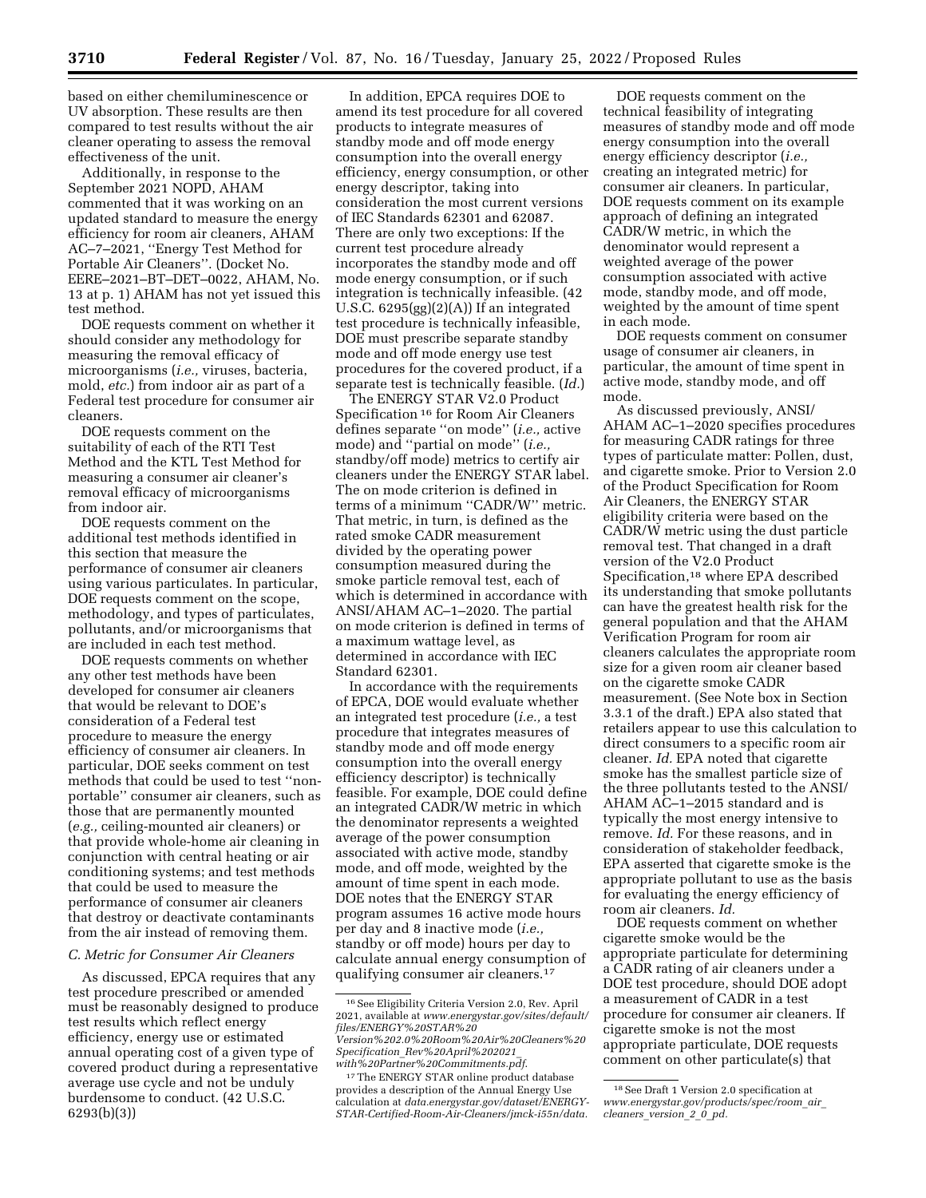based on either chemiluminescence or UV absorption. These results are then compared to test results without the air cleaner operating to assess the removal effectiveness of the unit.

Additionally, in response to the September 2021 NOPD, AHAM commented that it was working on an updated standard to measure the energy efficiency for room air cleaners, AHAM AC–7–2021, ''Energy Test Method for Portable Air Cleaners''. (Docket No. EERE–2021–BT–DET–0022, AHAM, No. 13 at p. 1) AHAM has not yet issued this test method.

DOE requests comment on whether it should consider any methodology for measuring the removal efficacy of microorganisms (*i.e.,* viruses, bacteria, mold, *etc.*) from indoor air as part of a Federal test procedure for consumer air cleaners.

DOE requests comment on the suitability of each of the RTI Test Method and the KTL Test Method for measuring a consumer air cleaner's removal efficacy of microorganisms from indoor air.

DOE requests comment on the additional test methods identified in this section that measure the performance of consumer air cleaners using various particulates. In particular, DOE requests comment on the scope, methodology, and types of particulates, pollutants, and/or microorganisms that are included in each test method.

DOE requests comments on whether any other test methods have been developed for consumer air cleaners that would be relevant to DOE's consideration of a Federal test procedure to measure the energy efficiency of consumer air cleaners. In particular, DOE seeks comment on test methods that could be used to test ''non-portable'' consumer air cleaners, such as those that are permanently mounted (*e.g.,* ceiling-mounted air cleaners) or that provide whole-home air cleaning in conjunction with central heating or air conditioning systems; and test methods that could be used to measure the performance of consumer air cleaners that destroy or deactivate contaminants from the air instead of removing them.

### *C. Metric for Consumer Air Cleaners*

As discussed, EPCA requires that any test procedure prescribed or amended must be reasonably designed to produce test results which reflect energy efficiency, energy use or estimated annual operating cost of a given type of covered product during a representative average use cycle and not be unduly burdensome to conduct. (42 U.S.C. 6293(b)(3))

In addition, EPCA requires DOE to amend its test procedure for all covered products to integrate measures of standby mode and off mode energy consumption into the overall energy efficiency, energy consumption, or other energy descriptor, taking into consideration the most current versions of IEC Standards 62301 and 62087. There are only two exceptions: If the current test procedure already incorporates the standby mode and off mode energy consumption, or if such integration is technically infeasible. (42 U.S.C. 6295(gg)(2)(A)) If an integrated test procedure is technically infeasible, DOE must prescribe separate standby mode and off mode energy use test procedures for the covered product, if a separate test is technically feasible. (*Id.*)

The ENERGY STAR V2.0 Product Specification[16] for Room Air Cleaners defines separate ''on mode'' (*i.e.,* active mode) and ''partial on mode'' (*i.e.,* standby/off mode) metrics to certify air cleaners under the ENERGY STAR label. The on mode criterion is defined in terms of a minimum ''CADR/W'' metric. That metric, in turn, is defined as the rated smoke CADR measurement divided by the operating power consumption measured during the smoke particle removal test, each of which is determined in accordance with ANSI/AHAM AC–1–2020. The partial on mode criterion is defined in terms of a maximum wattage level, as determined in accordance with IEC Standard 62301.

In accordance with the requirements of EPCA, DOE would evaluate whether an integrated test procedure (*i.e.,* a test procedure that integrates measures of standby mode and off mode energy consumption into the overall energy efficiency descriptor) is technically feasible. For example, DOE could define an integrated CADR/W metric in which the denominator represents a weighted average of the power consumption associated with active mode, standby mode, and off mode, weighted by the amount of time spent in each mode. DOE notes that the ENERGY STAR program assumes 16 active mode hours per day and 8 inactive mode (*i.e.,* standby or off mode) hours per day to calculate annual energy consumption of qualifying consumer air cleaners.[17]

DOE requests comment on the technical feasibility of integrating measures of standby mode and off mode energy consumption into the overall energy efficiency descriptor (*i.e.,* creating an integrated metric) for consumer air cleaners. In particular, DOE requests comment on its example approach of defining an integrated CADR/W metric, in which the denominator would represent a weighted average of the power consumption associated with active mode, standby mode, and off mode, weighted by the amount of time spent in each mode.

DOE requests comment on consumer usage of consumer air cleaners, in particular, the amount of time spent in active mode, standby mode, and off mode.

As discussed previously, ANSI/AHAM AC–1–2020 specifies procedures for measuring CADR ratings for three types of particulate matter: Pollen, dust, and cigarette smoke. Prior to Version 2.0 of the Product Specification for Room Air Cleaners, the ENERGY STAR eligibility criteria were based on the CADR/W metric using the dust particle removal test. That changed in a draft version of the V2.0 Product Specification,[18] where EPA described its understanding that smoke pollutants can have the greatest health risk for the general population and that the AHAM Verification Program for room air cleaners calculates the appropriate room size for a given room air cleaner based on the cigarette smoke CADR measurement. (See Note box in Section 3.3.1 of the draft.) EPA also stated that retailers appear to use this calculation to direct consumers to a specific room air cleaner. *Id.* EPA noted that cigarette smoke has the smallest particle size of the three pollutants tested to the ANSI/AHAM AC–1–2015 standard and is typically the most energy intensive to remove. *Id.* For these reasons, and in consideration of stakeholder feedback, EPA asserted that cigarette smoke is the appropriate pollutant to use as the basis for evaluating the energy efficiency of room air cleaners. *Id.*

DOE requests comment on whether cigarette smoke would be the appropriate particulate for determining a CADR rating of air cleaners under a DOE test procedure, should DOE adopt a measurement of CADR in a test procedure for consumer air cleaners. If cigarette smoke is not the most appropriate particulate, DOE requests comment on other particulate(s) that

[16] See Eligibility Criteria Version 2.0, Rev. April 2021, available at *www.energystar.gov/sites/default/files/ENERGY%20STAR%20Version%202.0%20Room%20Air%20Cleaners%20Specification_Rev%20April%202021_with%20Partner%20Commitments.pdf.*

[17] The ENERGY STAR online product database provides a description of the Annual Energy Use calculation at *data.energystar.gov/dataset/ENERGY-STAR-Certified-Room-Air-Cleaners/jmck-i55n/data.*

[18] See Draft 1 Version 2.0 specification at *www.energystar.gov/products/spec/room_air_cleaners_version_2_0_pd.*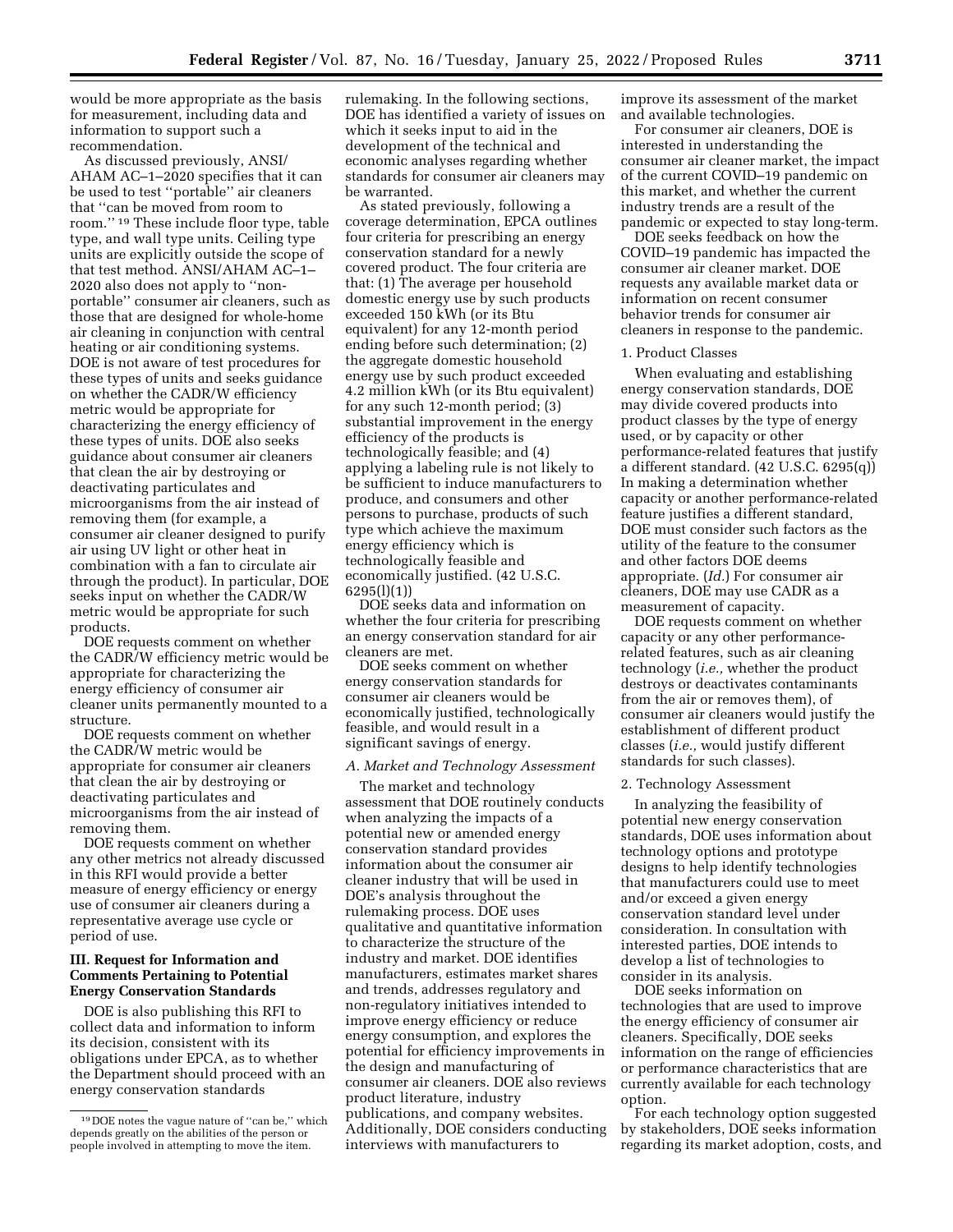would be more appropriate as the basis for measurement, including data and information to support such a recommendation.

As discussed previously, ANSI/AHAM AC–1–2020 specifies that it can be used to test ''portable'' air cleaners that ''can be moved from room to room.'' [19] These include floor type, table type, and wall type units. Ceiling type units are explicitly outside the scope of that test method. ANSI/AHAM AC–1–2020 also does not apply to ''non-portable'' consumer air cleaners, such as those that are designed for whole-home air cleaning in conjunction with central heating or air conditioning systems. DOE is not aware of test procedures for these types of units and seeks guidance on whether the CADR/W efficiency metric would be appropriate for characterizing the energy efficiency of these types of units. DOE also seeks guidance about consumer air cleaners that clean the air by destroying or deactivating particulates and microorganisms from the air instead of removing them (for example, a consumer air cleaner designed to purify air using UV light or other heat in combination with a fan to circulate air through the product). In particular, DOE seeks input on whether the CADR/W metric would be appropriate for such products.

DOE requests comment on whether the CADR/W efficiency metric would be appropriate for characterizing the energy efficiency of consumer air cleaner units permanently mounted to a structure.

DOE requests comment on whether the CADR/W metric would be appropriate for consumer air cleaners that clean the air by destroying or deactivating particulates and microorganisms from the air instead of removing them.

DOE requests comment on whether any other metrics not already discussed in this RFI would provide a better measure of energy efficiency or energy use of consumer air cleaners during a representative average use cycle or period of use.

### III. Request for Information and Comments Pertaining to Potential Energy Conservation Standards

DOE is also publishing this RFI to collect data and information to inform its decision, consistent with its obligations under EPCA, as to whether the Department should proceed with an energy conservation standards rulemaking. In the following sections, DOE has identified a variety of issues on which it seeks input to aid in the development of the technical and economic analyses regarding whether standards for consumer air cleaners may be warranted.

As stated previously, following a coverage determination, EPCA outlines four criteria for prescribing an energy conservation standard for a newly covered product. The four criteria are that: (1) The average per household domestic energy use by such products exceeded 150 kWh (or its Btu equivalent) for any 12-month period ending before such determination; (2) the aggregate domestic household energy use by such product exceeded 4.2 million kWh (or its Btu equivalent) for any such 12-month period; (3) substantial improvement in the energy efficiency of the products is technologically feasible; and (4) applying a labeling rule is not likely to be sufficient to induce manufacturers to produce, and consumers and other persons to purchase, products of such type which achieve the maximum energy efficiency which is technologically feasible and economically justified. (42 U.S.C. 6295(l)(1))

DOE seeks data and information on whether the four criteria for prescribing an energy conservation standard for air cleaners are met.

DOE seeks comment on whether energy conservation standards for consumer air cleaners would be economically justified, technologically feasible, and would result in a significant savings of energy.

#### *A. Market and Technology Assessment*

The market and technology assessment that DOE routinely conducts when analyzing the impacts of a potential new or amended energy conservation standard provides information about the consumer air cleaner industry that will be used in DOE's analysis throughout the rulemaking process. DOE uses qualitative and quantitative information to characterize the structure of the industry and market. DOE identifies manufacturers, estimates market shares and trends, addresses regulatory and non-regulatory initiatives intended to improve energy efficiency or reduce energy consumption, and explores the potential for efficiency improvements in the design and manufacturing of consumer air cleaners. DOE also reviews product literature, industry publications, and company websites. Additionally, DOE considers conducting interviews with manufacturers to improve its assessment of the market and available technologies.

For consumer air cleaners, DOE is interested in understanding the consumer air cleaner market, the impact of the current COVID–19 pandemic on this market, and whether the current industry trends are a result of the pandemic or expected to stay long-term.

DOE seeks feedback on how the COVID–19 pandemic has impacted the consumer air cleaner market. DOE requests any available market data or information on recent consumer behavior trends for consumer air cleaners in response to the pandemic.

##### 1. Product Classes

When evaluating and establishing energy conservation standards, DOE may divide covered products into product classes by the type of energy used, or by capacity or other performance-related features that justify a different standard. (42 U.S.C. 6295(q)) In making a determination whether capacity or another performance-related feature justifies a different standard, DOE must consider such factors as the utility of the feature to the consumer and other factors DOE deems appropriate. (*Id.*) For consumer air cleaners, DOE may use CADR as a measurement of capacity.

DOE requests comment on whether capacity or any other performance-related features, such as air cleaning technology (*i.e.,* whether the product destroys or deactivates contaminants from the air or removes them), of consumer air cleaners would justify the establishment of different product classes (*i.e.,* would justify different standards for such classes).

##### 2. Technology Assessment

In analyzing the feasibility of potential new energy conservation standards, DOE uses information about technology options and prototype designs to help identify technologies that manufacturers could use to meet and/or exceed a given energy conservation standard level under consideration. In consultation with interested parties, DOE intends to develop a list of technologies to consider in its analysis.

DOE seeks information on technologies that are used to improve the energy efficiency of consumer air cleaners. Specifically, DOE seeks information on the range of efficiencies or performance characteristics that are currently available for each technology option.

For each technology option suggested by stakeholders, DOE seeks information regarding its market adoption, costs, and

[19] DOE notes the vague nature of ''can be,'' which depends greatly on the abilities of the person or people involved in attempting to move the item.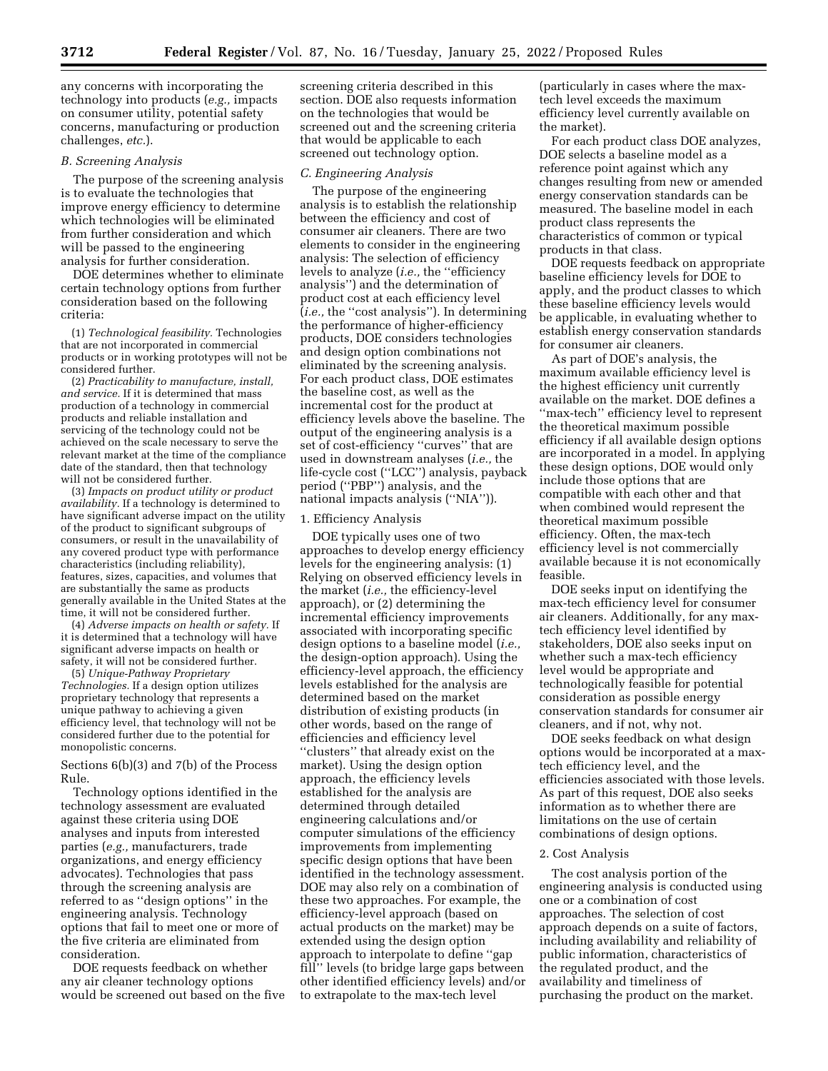any concerns with incorporating the technology into products (*e.g.,* impacts on consumer utility, potential safety concerns, manufacturing or production challenges, *etc.*).

### B. Screening Analysis

The purpose of the screening analysis is to evaluate the technologies that improve energy efficiency to determine which technologies will be eliminated from further consideration and which will be passed to the engineering analysis for further consideration.

DOE determines whether to eliminate certain technology options from further consideration based on the following criteria:

(1) *Technological feasibility.* Technologies that are not incorporated in commercial products or in working prototypes will not be considered further.

(2) *Practicability to manufacture, install, and service.* If it is determined that mass production of a technology in commercial products and reliable installation and servicing of the technology could not be achieved on the scale necessary to serve the relevant market at the time of the compliance date of the standard, then that technology will not be considered further.

(3) *Impacts on product utility or product availability.* If a technology is determined to have significant adverse impact on the utility of the product to significant subgroups of consumers, or result in the unavailability of any covered product type with performance characteristics (including reliability), features, sizes, capacities, and volumes that are substantially the same as products generally available in the United States at the time, it will not be considered further.

(4) *Adverse impacts on health or safety.* If it is determined that a technology will have significant adverse impacts on health or safety, it will not be considered further.

(5) *Unique-Pathway Proprietary Technologies.* If a design option utilizes proprietary technology that represents a unique pathway to achieving a given efficiency level, that technology will not be considered further due to the potential for monopolistic concerns.

Sections 6(b)(3) and 7(b) of the Process Rule.

Technology options identified in the technology assessment are evaluated against these criteria using DOE analyses and inputs from interested parties (*e.g.,* manufacturers, trade organizations, and energy efficiency advocates). Technologies that pass through the screening analysis are referred to as ''design options'' in the engineering analysis. Technology options that fail to meet one or more of the five criteria are eliminated from consideration.

DOE requests feedback on whether any air cleaner technology options would be screened out based on the five screening criteria described in this section. DOE also requests information on the technologies that would be screened out and the screening criteria that would be applicable to each screened out technology option.

### C. Engineering Analysis

The purpose of the engineering analysis is to establish the relationship between the efficiency and cost of consumer air cleaners. There are two elements to consider in the engineering analysis: The selection of efficiency levels to analyze (*i.e.,* the ''efficiency analysis'') and the determination of product cost at each efficiency level (*i.e.,* the ''cost analysis''). In determining the performance of higher-efficiency products, DOE considers technologies and design option combinations not eliminated by the screening analysis. For each product class, DOE estimates the baseline cost, as well as the incremental cost for the product at efficiency levels above the baseline. The output of the engineering analysis is a set of cost-efficiency ''curves'' that are used in downstream analyses (*i.e.,* the life-cycle cost (''LCC'') analysis, payback period (''PBP'') analysis, and the national impacts analysis (''NIA'')).

#### 1. Efficiency Analysis

DOE typically uses one of two approaches to develop energy efficiency levels for the engineering analysis: (1) Relying on observed efficiency levels in the market (*i.e.,* the efficiency-level approach), or (2) determining the incremental efficiency improvements associated with incorporating specific design options to a baseline model (*i.e.,* the design-option approach). Using the efficiency-level approach, the efficiency levels established for the analysis are determined based on the market distribution of existing products (in other words, based on the range of efficiencies and efficiency level ''clusters'' that already exist on the market). Using the design option approach, the efficiency levels established for the analysis are determined through detailed engineering calculations and/or computer simulations of the efficiency improvements from implementing specific design options that have been identified in the technology assessment. DOE may also rely on a combination of these two approaches. For example, the efficiency-level approach (based on actual products on the market) may be extended using the design option approach to interpolate to define ''gap fill'' levels (to bridge large gaps between other identified efficiency levels) and/or to extrapolate to the max-tech level (particularly in cases where the max-tech level exceeds the maximum efficiency level currently available on the market).

For each product class DOE analyzes, DOE selects a baseline model as a reference point against which any changes resulting from new or amended energy conservation standards can be measured. The baseline model in each product class represents the characteristics of common or typical products in that class.

DOE requests feedback on appropriate baseline efficiency levels for DOE to apply, and the product classes to which these baseline efficiency levels would be applicable, in evaluating whether to establish energy conservation standards for consumer air cleaners.

As part of DOE's analysis, the maximum available efficiency level is the highest efficiency unit currently available on the market. DOE defines a ''max-tech'' efficiency level to represent the theoretical maximum possible efficiency if all available design options are incorporated in a model. In applying these design options, DOE would only include those options that are compatible with each other and that when combined would represent the theoretical maximum possible efficiency. Often, the max-tech efficiency level is not commercially available because it is not economically feasible.

DOE seeks input on identifying the max-tech efficiency level for consumer air cleaners. Additionally, for any max-tech efficiency level identified by stakeholders, DOE also seeks input on whether such a max-tech efficiency level would be appropriate and technologically feasible for potential consideration as possible energy conservation standards for consumer air cleaners, and if not, why not.

DOE seeks feedback on what design options would be incorporated at a max-tech efficiency level, and the efficiencies associated with those levels. As part of this request, DOE also seeks information as to whether there are limitations on the use of certain combinations of design options.

#### 2. Cost Analysis

The cost analysis portion of the engineering analysis is conducted using one or a combination of cost approaches. The selection of cost approach depends on a suite of factors, including availability and reliability of public information, characteristics of the regulated product, and the availability and timeliness of purchasing the product on the market.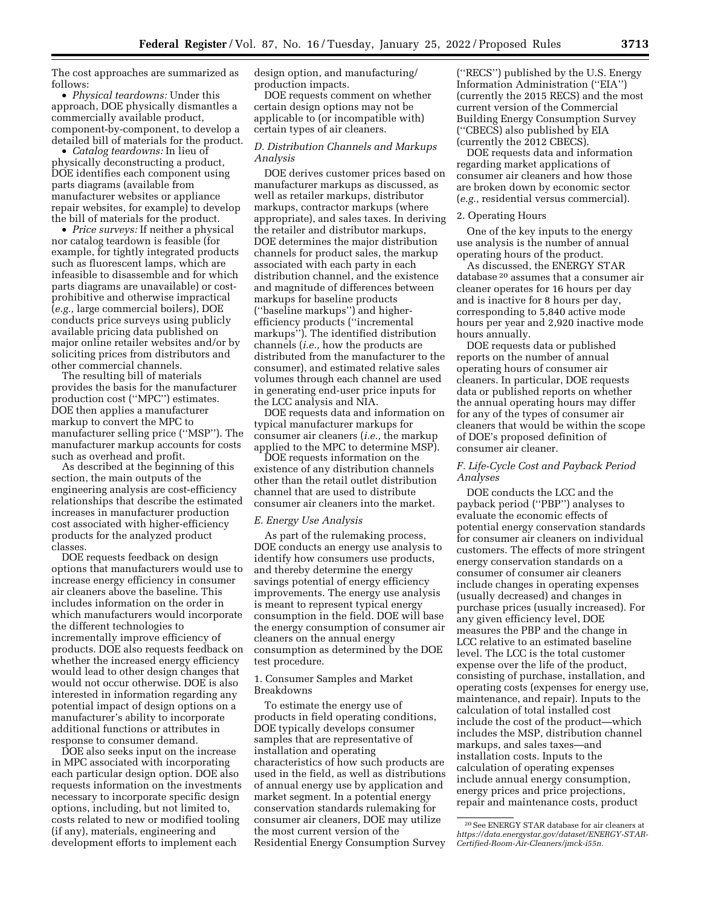The cost approaches are summarized as follows:

- *Physical teardowns:* Under this approach, DOE physically dismantles a commercially available product, component-by-component, to develop a detailed bill of materials for the product.
- *Catalog teardowns:* In lieu of physically deconstructing a product, DOE identifies each component using parts diagrams (available from manufacturer websites or appliance repair websites, for example) to develop the bill of materials for the product.
- *Price surveys:* If neither a physical nor catalog teardown is feasible (for example, for tightly integrated products such as fluorescent lamps, which are infeasible to disassemble and for which parts diagrams are unavailable) or cost-prohibitive and otherwise impractical (*e.g.,* large commercial boilers), DOE conducts price surveys using publicly available pricing data published on major online retailer websites and/or by soliciting prices from distributors and other commercial channels.

The resulting bill of materials provides the basis for the manufacturer production cost (''MPC'') estimates. DOE then applies a manufacturer markup to convert the MPC to manufacturer selling price (''MSP''). The manufacturer markup accounts for costs such as overhead and profit.

As described at the beginning of this section, the main outputs of the engineering analysis are cost-efficiency relationships that describe the estimated increases in manufacturer production cost associated with higher-efficiency products for the analyzed product classes.

DOE requests feedback on design options that manufacturers would use to increase energy efficiency in consumer air cleaners above the baseline. This includes information on the order in which manufacturers would incorporate the different technologies to incrementally improve efficiency of products. DOE also requests feedback on whether the increased energy efficiency would lead to other design changes that would not occur otherwise. DOE is also interested in information regarding any potential impact of design options on a manufacturer's ability to incorporate additional functions or attributes in response to consumer demand.

DOE also seeks input on the increase in MPC associated with incorporating each particular design option. DOE also requests information on the investments necessary to incorporate specific design options, including, but not limited to, costs related to new or modified tooling (if any), materials, engineering and development efforts to implement each design option, and manufacturing/production impacts.

DOE requests comment on whether certain design options may not be applicable to (or incompatible with) certain types of air cleaners.

### *D. Distribution Channels and Markups Analysis*

DOE derives customer prices based on manufacturer markups as discussed, as well as retailer markups, distributor markups, contractor markups (where appropriate), and sales taxes. In deriving the retailer and distributor markups, DOE determines the major distribution channels for product sales, the markup associated with each party in each distribution channel, and the existence and magnitude of differences between markups for baseline products (''baseline markups'') and higher-efficiency products (''incremental markups''). The identified distribution channels (*i.e.,* how the products are distributed from the manufacturer to the consumer), and estimated relative sales volumes through each channel are used in generating end-user price inputs for the LCC analysis and NIA.

DOE requests data and information on typical manufacturer markups for consumer air cleaners (*i.e.,* the markup applied to the MPC to determine MSP).

DOE requests information on the existence of any distribution channels other than the retail outlet distribution channel that are used to distribute consumer air cleaners into the market.

### *E. Energy Use Analysis*

As part of the rulemaking process, DOE conducts an energy use analysis to identify how consumers use products, and thereby determine the energy savings potential of energy efficiency improvements. The energy use analysis is meant to represent typical energy consumption in the field. DOE will base the energy consumption of consumer air cleaners on the annual energy consumption as determined by the DOE test procedure.

#### 1. Consumer Samples and Market Breakdowns

To estimate the energy use of products in field operating conditions, DOE typically develops consumer samples that are representative of installation and operating characteristics of how such products are used in the field, as well as distributions of annual energy use by application and market segment. In a potential energy conservation standards rulemaking for consumer air cleaners, DOE may utilize the most current version of the Residential Energy Consumption Survey (''RECS'') published by the U.S. Energy Information Administration (''EIA'') (currently the 2015 RECS) and the most current version of the Commercial Building Energy Consumption Survey (''CBECS'') also published by EIA (currently the 2012 CBECS).

DOE requests data and information regarding market applications of consumer air cleaners and how those are broken down by economic sector (*e.g.,* residential versus commercial).

#### 2. Operating Hours

One of the key inputs to the energy use analysis is the number of annual operating hours of the product.

As discussed, the ENERGY STAR database [20] assumes that a consumer air cleaner operates for 16 hours per day and is inactive for 8 hours per day, corresponding to 5,840 active mode hours per year and 2,920 inactive mode hours annually.

DOE requests data or published reports on the number of annual operating hours of consumer air cleaners. In particular, DOE requests data or published reports on whether the annual operating hours may differ for any of the types of consumer air cleaners that would be within the scope of DOE's proposed definition of consumer air cleaner.

### *F. Life-Cycle Cost and Payback Period Analyses*

DOE conducts the LCC and the payback period (''PBP'') analyses to evaluate the economic effects of potential energy conservation standards for consumer air cleaners on individual customers. The effects of more stringent energy conservation standards on a consumer of consumer air cleaners include changes in operating expenses (usually decreased) and changes in purchase prices (usually increased). For any given efficiency level, DOE measures the PBP and the change in LCC relative to an estimated baseline level. The LCC is the total customer expense over the life of the product, consisting of purchase, installation, and operating costs (expenses for energy use, maintenance, and repair). Inputs to the calculation of total installed cost include the cost of the product—which includes the MSP, distribution channel markups, and sales taxes—and installation costs. Inputs to the calculation of operating expenses include annual energy consumption, energy prices and price projections, repair and maintenance costs, product

[20] See ENERGY STAR database for air cleaners at *https://data.energystar.gov/dataset/ENERGY-STAR-Certified-Room-Air-Cleaners/jmck-i55n.*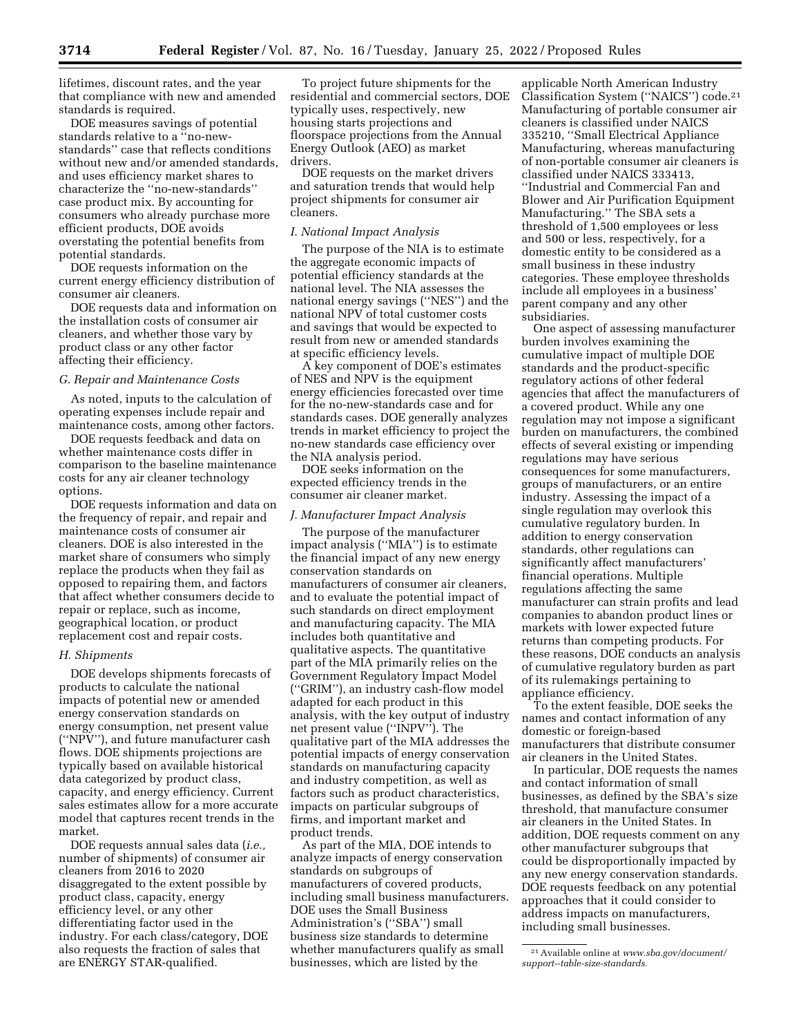lifetimes, discount rates, and the year that compliance with new and amended standards is required.

DOE measures savings of potential standards relative to a ''no-new-standards'' case that reflects conditions without new and/or amended standards, and uses efficiency market shares to characterize the ''no-new-standards'' case product mix. By accounting for consumers who already purchase more efficient products, DOE avoids overstating the potential benefits from potential standards.

DOE requests information on the current energy efficiency distribution of consumer air cleaners.

DOE requests data and information on the installation costs of consumer air cleaners, and whether those vary by product class or any other factor affecting their efficiency.

### G. Repair and Maintenance Costs

As noted, inputs to the calculation of operating expenses include repair and maintenance costs, among other factors.

DOE requests feedback and data on whether maintenance costs differ in comparison to the baseline maintenance costs for any air cleaner technology options.

DOE requests information and data on the frequency of repair, and repair and maintenance costs of consumer air cleaners. DOE is also interested in the market share of consumers who simply replace the products when they fail as opposed to repairing them, and factors that affect whether consumers decide to repair or replace, such as income, geographical location, or product replacement cost and repair costs.

### H. Shipments

DOE develops shipments forecasts of products to calculate the national impacts of potential new or amended energy conservation standards on energy consumption, net present value (''NPV''), and future manufacturer cash flows. DOE shipments projections are typically based on available historical data categorized by product class, capacity, and energy efficiency. Current sales estimates allow for a more accurate model that captures recent trends in the market.

DOE requests annual sales data (*i.e.,* number of shipments) of consumer air cleaners from 2016 to 2020 disaggregated to the extent possible by product class, capacity, energy efficiency level, or any other differentiating factor used in the industry. For each class/category, DOE also requests the fraction of sales that are ENERGY STAR-qualified.

To project future shipments for the residential and commercial sectors, DOE typically uses, respectively, new housing starts projections and floorspace projections from the Annual Energy Outlook (AEO) as market drivers.

DOE requests on the market drivers and saturation trends that would help project shipments for consumer air cleaners.

### I. National Impact Analysis

The purpose of the NIA is to estimate the aggregate economic impacts of potential efficiency standards at the national level. The NIA assesses the national energy savings (''NES'') and the national NPV of total customer costs and savings that would be expected to result from new or amended standards at specific efficiency levels.

A key component of DOE's estimates of NES and NPV is the equipment energy efficiencies forecasted over time for the no-new-standards case and for standards cases. DOE generally analyzes trends in market efficiency to project the no-new standards case efficiency over the NIA analysis period.

DOE seeks information on the expected efficiency trends in the consumer air cleaner market.

### J. Manufacturer Impact Analysis

The purpose of the manufacturer impact analysis (''MIA'') is to estimate the financial impact of any new energy conservation standards on manufacturers of consumer air cleaners, and to evaluate the potential impact of such standards on direct employment and manufacturing capacity. The MIA includes both quantitative and qualitative aspects. The quantitative part of the MIA primarily relies on the Government Regulatory Impact Model (''GRIM''), an industry cash-flow model adapted for each product in this analysis, with the key output of industry net present value (''INPV''). The qualitative part of the MIA addresses the potential impacts of energy conservation standards on manufacturing capacity and industry competition, as well as factors such as product characteristics, impacts on particular subgroups of firms, and important market and product trends.

As part of the MIA, DOE intends to analyze impacts of energy conservation standards on subgroups of manufacturers of covered products, including small business manufacturers. DOE uses the Small Business Administration's (''SBA'') small business size standards to determine whether manufacturers qualify as small businesses, which are listed by the applicable North American Industry Classification System (''NAICS'') code.[21] Manufacturing of portable consumer air cleaners is classified under NAICS 335210, ''Small Electrical Appliance Manufacturing, whereas manufacturing of non-portable consumer air cleaners is classified under NAICS 333413, ''Industrial and Commercial Fan and Blower and Air Purification Equipment Manufacturing.'' The SBA sets a threshold of 1,500 employees or less and 500 or less, respectively, for a domestic entity to be considered as a small business in these industry categories. These employee thresholds include all employees in a business' parent company and any other subsidiaries.

One aspect of assessing manufacturer burden involves examining the cumulative impact of multiple DOE standards and the product-specific regulatory actions of other federal agencies that affect the manufacturers of a covered product. While any one regulation may not impose a significant burden on manufacturers, the combined effects of several existing or impending regulations may have serious consequences for some manufacturers, groups of manufacturers, or an entire industry. Assessing the impact of a single regulation may overlook this cumulative regulatory burden. In addition to energy conservation standards, other regulations can significantly affect manufacturers' financial operations. Multiple regulations affecting the same manufacturer can strain profits and lead companies to abandon product lines or markets with lower expected future returns than competing products. For these reasons, DOE conducts an analysis of cumulative regulatory burden as part of its rulemakings pertaining to appliance efficiency.

To the extent feasible, DOE seeks the names and contact information of any domestic or foreign-based manufacturers that distribute consumer air cleaners in the United States.

In particular, DOE requests the names and contact information of small businesses, as defined by the SBA's size threshold, that manufacture consumer air cleaners in the United States. In addition, DOE requests comment on any other manufacturer subgroups that could be disproportionally impacted by any new energy conservation standards. DOE requests feedback on any potential approaches that it could consider to address impacts on manufacturers, including small businesses.

[21] Available online at *www.sba.gov/document/support--table-size-standards.*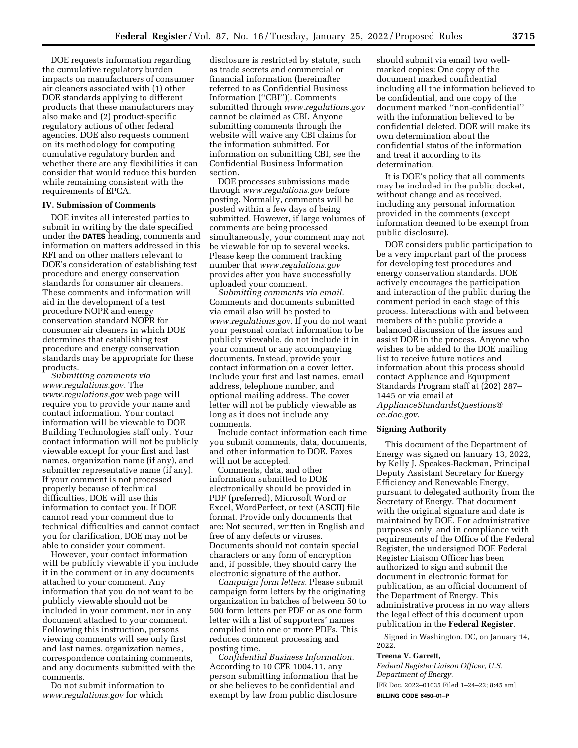DOE requests information regarding the cumulative regulatory burden impacts on manufacturers of consumer air cleaners associated with (1) other DOE standards applying to different products that these manufacturers may also make and (2) product-specific regulatory actions of other federal agencies. DOE also requests comment on its methodology for computing cumulative regulatory burden and whether there are any flexibilities it can consider that would reduce this burden while remaining consistent with the requirements of EPCA.

## IV. Submission of Comments

DOE invites all interested parties to submit in writing by the date specified under the **DATES** heading, comments and information on matters addressed in this RFI and on other matters relevant to DOE's consideration of establishing test procedure and energy conservation standards for consumer air cleaners. These comments and information will aid in the development of a test procedure NOPR and energy conservation standard NOPR for consumer air cleaners in which DOE determines that establishing test procedure and energy conservation standards may be appropriate for these products.

*Submitting comments via www.regulations.gov.* The *www.regulations.gov* web page will require you to provide your name and contact information. Your contact information will be viewable to DOE Building Technologies staff only. Your contact information will not be publicly viewable except for your first and last names, organization name (if any), and submitter representative name (if any). If your comment is not processed properly because of technical difficulties, DOE will use this information to contact you. If DOE cannot read your comment due to technical difficulties and cannot contact you for clarification, DOE may not be able to consider your comment.

However, your contact information will be publicly viewable if you include it in the comment or in any documents attached to your comment. Any information that you do not want to be publicly viewable should not be included in your comment, nor in any document attached to your comment. Following this instruction, persons viewing comments will see only first and last names, organization names, correspondence containing comments, and any documents submitted with the comments.

Do not submit information to *www.regulations.gov* for which disclosure is restricted by statute, such as trade secrets and commercial or financial information (hereinafter referred to as Confidential Business Information (''CBI'')). Comments submitted through *www.regulations.gov* cannot be claimed as CBI. Anyone submitting comments through the website will waive any CBI claims for the information submitted. For information on submitting CBI, see the Confidential Business Information section.

DOE processes submissions made through *www.regulations.gov* before posting. Normally, comments will be posted within a few days of being submitted. However, if large volumes of comments are being processed simultaneously, your comment may not be viewable for up to several weeks. Please keep the comment tracking number that *www.regulations.gov* provides after you have successfully uploaded your comment.

*Submitting comments via email.* Comments and documents submitted via email also will be posted to *www.regulations.gov.* If you do not want your personal contact information to be publicly viewable, do not include it in your comment or any accompanying documents. Instead, provide your contact information on a cover letter. Include your first and last names, email address, telephone number, and optional mailing address. The cover letter will not be publicly viewable as long as it does not include any comments.

Include contact information each time you submit comments, data, documents, and other information to DOE. Faxes will not be accepted.

Comments, data, and other information submitted to DOE electronically should be provided in PDF (preferred), Microsoft Word or Excel, WordPerfect, or text (ASCII) file format. Provide only documents that are: Not secured, written in English and free of any defects or viruses. Documents should not contain special characters or any form of encryption and, if possible, they should carry the electronic signature of the author.

*Campaign form letters.* Please submit campaign form letters by the originating organization in batches of between 50 to 500 form letters per PDF or as one form letter with a list of supporters' names compiled into one or more PDFs. This reduces comment processing and posting time.

*Confidential Business Information.* According to 10 CFR 1004.11, any person submitting information that he or she believes to be confidential and exempt by law from public disclosure should submit via email two well-marked copies: One copy of the document marked confidential including all the information believed to be confidential, and one copy of the document marked ''non-confidential'' with the information believed to be confidential deleted. DOE will make its own determination about the confidential status of the information and treat it according to its determination.

It is DOE's policy that all comments may be included in the public docket, without change and as received, including any personal information provided in the comments (except information deemed to be exempt from public disclosure).

DOE considers public participation to be a very important part of the process for developing test procedures and energy conservation standards. DOE actively encourages the participation and interaction of the public during the comment period in each stage of this process. Interactions with and between members of the public provide a balanced discussion of the issues and assist DOE in the process. Anyone who wishes to be added to the DOE mailing list to receive future notices and information about this process should contact Appliance and Equipment Standards Program staff at (202) 287–1445 or via email at *ApplianceStandardsQuestions@ee.doe.gov.*

### Signing Authority

This document of the Department of Energy was signed on January 13, 2022, by Kelly J. Speakes-Backman, Principal Deputy Assistant Secretary for Energy Efficiency and Renewable Energy, pursuant to delegated authority from the Secretary of Energy. That document with the original signature and date is maintained by DOE. For administrative purposes only, and in compliance with requirements of the Office of the Federal Register, the undersigned DOE Federal Register Liaison Officer has been authorized to sign and submit the document in electronic format for publication, as an official document of the Department of Energy. This administrative process in no way alters the legal effect of this document upon publication in the **Federal Register**.

Signed in Washington, DC, on January 14, 2022.

**Treena V. Garrett,**

*Federal Register Liaison Officer, U.S. Department of Energy.*

[FR Doc. 2022–01035 Filed 1–24–22; 8:45 am]

**BILLING CODE 6450–01–P**